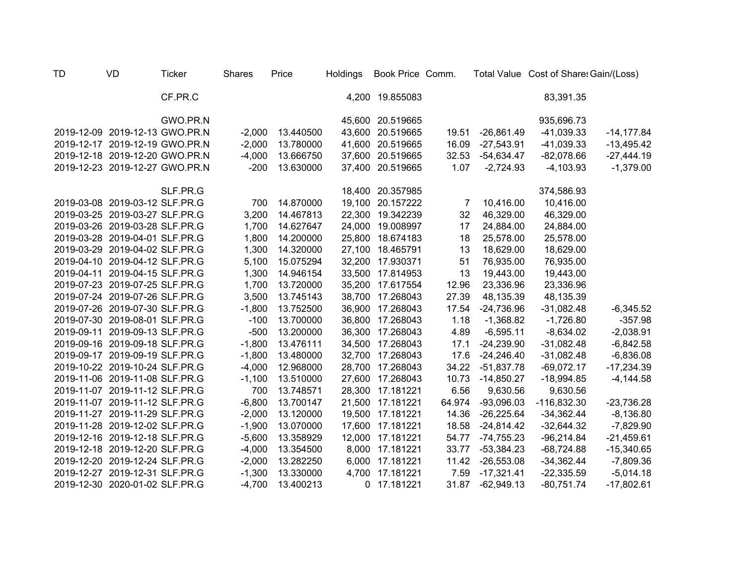| TD | VD | Ticker | Shares | Price | Holdings | Book Price | Comm. | Total Value | Cost of Shares | Gain/(Loss) |
|---|---|---|---|---|---|---|---|---|---|---|
| | | CF.PR.C | | | 4,200 | 19.855083 | | | 83,391.35 | |
| | | GWO.PR.N | | | 45,600 | 20.519665 | | | 935,696.73 | |
| 2019-12-09 | 2019-12-13 | GWO.PR.N | -2,000 | 13.440500 | 43,600 | 20.519665 | 19.51 | -26,861.49 | -41,039.33 | -14,177.84 |
| 2019-12-17 | 2019-12-19 | GWO.PR.N | -2,000 | 13.780000 | 41,600 | 20.519665 | 16.09 | -27,543.91 | -41,039.33 | -13,495.42 |
| 2019-12-18 | 2019-12-20 | GWO.PR.N | -4,000 | 13.666750 | 37,600 | 20.519665 | 32.53 | -54,634.47 | -82,078.66 | -27,444.19 |
| 2019-12-23 | 2019-12-27 | GWO.PR.N | -200 | 13.630000 | 37,400 | 20.519665 | 1.07 | -2,724.93 | -4,103.93 | -1,379.00 |
| | | SLF.PR.G | | | 18,400 | 20.357985 | | | 374,586.93 | |
| 2019-03-08 | 2019-03-12 | SLF.PR.G | 700 | 14.870000 | 19,100 | 20.157222 | 7 | 10,416.00 | 10,416.00 | |
| 2019-03-25 | 2019-03-27 | SLF.PR.G | 3,200 | 14.467813 | 22,300 | 19.342239 | 32 | 46,329.00 | 46,329.00 | |
| 2019-03-26 | 2019-03-28 | SLF.PR.G | 1,700 | 14.627647 | 24,000 | 19.008997 | 17 | 24,884.00 | 24,884.00 | |
| 2019-03-28 | 2019-04-01 | SLF.PR.G | 1,800 | 14.200000 | 25,800 | 18.674183 | 18 | 25,578.00 | 25,578.00 | |
| 2019-03-29 | 2019-04-02 | SLF.PR.G | 1,300 | 14.320000 | 27,100 | 18.465791 | 13 | 18,629.00 | 18,629.00 | |
| 2019-04-10 | 2019-04-12 | SLF.PR.G | 5,100 | 15.075294 | 32,200 | 17.930371 | 51 | 76,935.00 | 76,935.00 | |
| 2019-04-11 | 2019-04-15 | SLF.PR.G | 1,300 | 14.946154 | 33,500 | 17.814953 | 13 | 19,443.00 | 19,443.00 | |
| 2019-07-23 | 2019-07-25 | SLF.PR.G | 1,700 | 13.720000 | 35,200 | 17.617554 | 12.96 | 23,336.96 | 23,336.96 | |
| 2019-07-24 | 2019-07-26 | SLF.PR.G | 3,500 | 13.745143 | 38,700 | 17.268043 | 27.39 | 48,135.39 | 48,135.39 | |
| 2019-07-26 | 2019-07-30 | SLF.PR.G | -1,800 | 13.752500 | 36,900 | 17.268043 | 17.54 | -24,736.96 | -31,082.48 | -6,345.52 |
| 2019-07-30 | 2019-08-01 | SLF.PR.G | -100 | 13.700000 | 36,800 | 17.268043 | 1.18 | -1,368.82 | -1,726.80 | -357.98 |
| 2019-09-11 | 2019-09-13 | SLF.PR.G | -500 | 13.200000 | 36,300 | 17.268043 | 4.89 | -6,595.11 | -8,634.02 | -2,038.91 |
| 2019-09-16 | 2019-09-18 | SLF.PR.G | -1,800 | 13.476111 | 34,500 | 17.268043 | 17.1 | -24,239.90 | -31,082.48 | -6,842.58 |
| 2019-09-17 | 2019-09-19 | SLF.PR.G | -1,800 | 13.480000 | 32,700 | 17.268043 | 17.6 | -24,246.40 | -31,082.48 | -6,836.08 |
| 2019-10-22 | 2019-10-24 | SLF.PR.G | -4,000 | 12.968000 | 28,700 | 17.268043 | 34.22 | -51,837.78 | -69,072.17 | -17,234.39 |
| 2019-11-06 | 2019-11-08 | SLF.PR.G | -1,100 | 13.510000 | 27,600 | 17.268043 | 10.73 | -14,850.27 | -18,994.85 | -4,144.58 |
| 2019-11-07 | 2019-11-12 | SLF.PR.G | 700 | 13.748571 | 28,300 | 17.181221 | 6.56 | 9,630.56 | 9,630.56 | |
| 2019-11-07 | 2019-11-12 | SLF.PR.G | -6,800 | 13.700147 | 21,500 | 17.181221 | 64.974 | -93,096.03 | -116,832.30 | -23,736.28 |
| 2019-11-27 | 2019-11-29 | SLF.PR.G | -2,000 | 13.120000 | 19,500 | 17.181221 | 14.36 | -26,225.64 | -34,362.44 | -8,136.80 |
| 2019-11-28 | 2019-12-02 | SLF.PR.G | -1,900 | 13.070000 | 17,600 | 17.181221 | 18.58 | -24,814.42 | -32,644.32 | -7,829.90 |
| 2019-12-16 | 2019-12-18 | SLF.PR.G | -5,600 | 13.358929 | 12,000 | 17.181221 | 54.77 | -74,755.23 | -96,214.84 | -21,459.61 |
| 2019-12-18 | 2019-12-20 | SLF.PR.G | -4,000 | 13.354500 | 8,000 | 17.181221 | 33.77 | -53,384.23 | -68,724.88 | -15,340.65 |
| 2019-12-20 | 2019-12-24 | SLF.PR.G | -2,000 | 13.282250 | 6,000 | 17.181221 | 11.42 | -26,553.08 | -34,362.44 | -7,809.36 |
| 2019-12-27 | 2019-12-31 | SLF.PR.G | -1,300 | 13.330000 | 4,700 | 17.181221 | 7.59 | -17,321.41 | -22,335.59 | -5,014.18 |
| 2019-12-30 | 2020-01-02 | SLF.PR.G | -4,700 | 13.400213 | 0 | 17.181221 | 31.87 | -62,949.13 | -80,751.74 | -17,802.61 |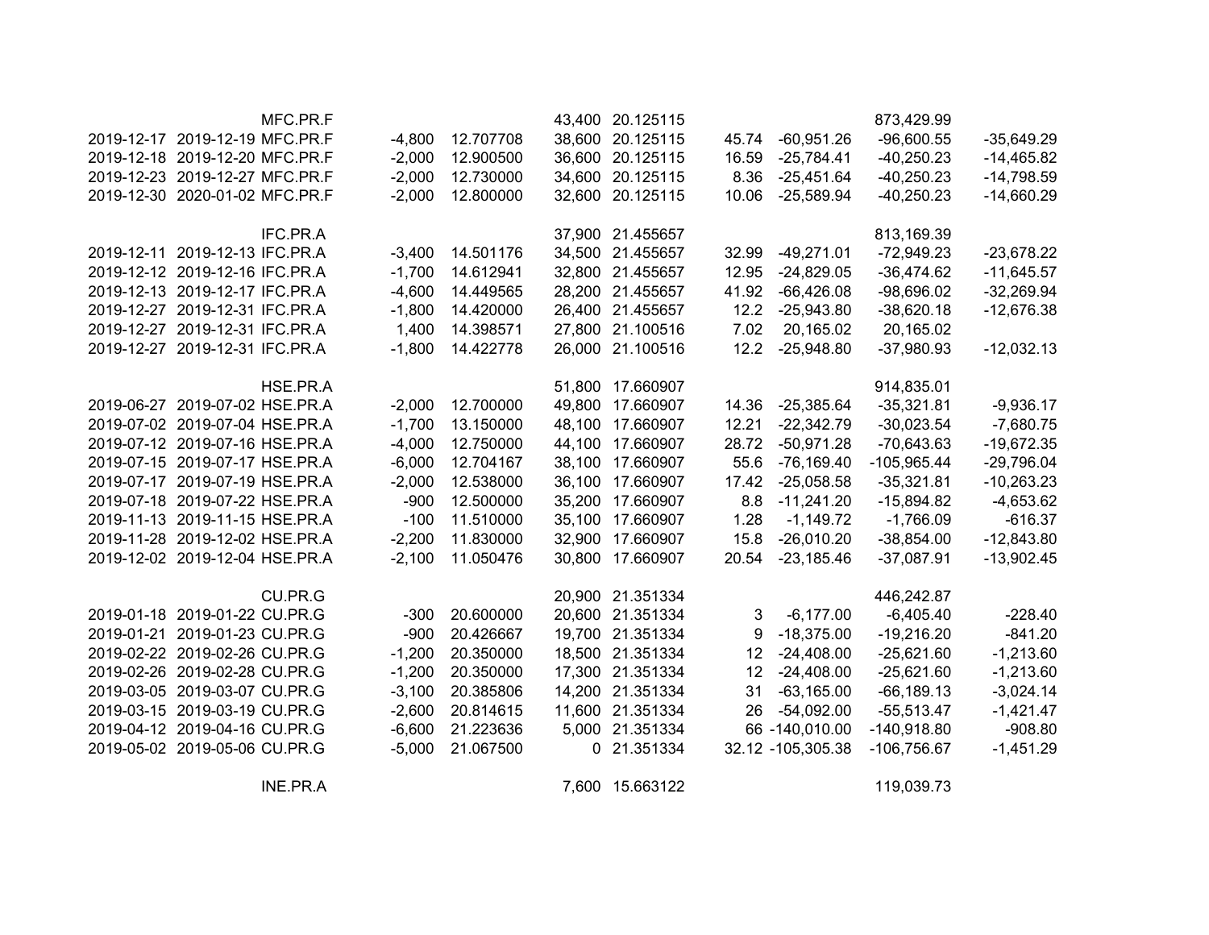| | | | | | | | | | | |
|---|---|---|---|---|---|---|---|---|---|---|
| | | MFC.PR.F | | | 43,400 | 20.125115 | | | 873,429.99 | |
| 2019-12-17 | 2019-12-19 | MFC.PR.F | -4,800 | 12.707708 | 38,600 | 20.125115 | 45.74 | -60,951.26 | -96,600.55 | -35,649.29 |
| 2019-12-18 | 2019-12-20 | MFC.PR.F | -2,000 | 12.900500 | 36,600 | 20.125115 | 16.59 | -25,784.41 | -40,250.23 | -14,465.82 |
| 2019-12-23 | 2019-12-27 | MFC.PR.F | -2,000 | 12.730000 | 34,600 | 20.125115 | 8.36 | -25,451.64 | -40,250.23 | -14,798.59 |
| 2019-12-30 | 2020-01-02 | MFC.PR.F | -2,000 | 12.800000 | 32,600 | 20.125115 | 10.06 | -25,589.94 | -40,250.23 | -14,660.29 |
| | | | | | | | | | | |
| | | IFC.PR.A | | | 37,900 | 21.455657 | | | 813,169.39 | |
| 2019-12-11 | 2019-12-13 | IFC.PR.A | -3,400 | 14.501176 | 34,500 | 21.455657 | 32.99 | -49,271.01 | -72,949.23 | -23,678.22 |
| 2019-12-12 | 2019-12-16 | IFC.PR.A | -1,700 | 14.612941 | 32,800 | 21.455657 | 12.95 | -24,829.05 | -36,474.62 | -11,645.57 |
| 2019-12-13 | 2019-12-17 | IFC.PR.A | -4,600 | 14.449565 | 28,200 | 21.455657 | 41.92 | -66,426.08 | -98,696.02 | -32,269.94 |
| 2019-12-27 | 2019-12-31 | IFC.PR.A | -1,800 | 14.420000 | 26,400 | 21.455657 | 12.2 | -25,943.80 | -38,620.18 | -12,676.38 |
| 2019-12-27 | 2019-12-31 | IFC.PR.A | 1,400 | 14.398571 | 27,800 | 21.100516 | 7.02 | 20,165.02 | 20,165.02 | |
| 2019-12-27 | 2019-12-31 | IFC.PR.A | -1,800 | 14.422778 | 26,000 | 21.100516 | 12.2 | -25,948.80 | -37,980.93 | -12,032.13 |
| | | | | | | | | | | |
| | | HSE.PR.A | | | 51,800 | 17.660907 | | | 914,835.01 | |
| 2019-06-27 | 2019-07-02 | HSE.PR.A | -2,000 | 12.700000 | 49,800 | 17.660907 | 14.36 | -25,385.64 | -35,321.81 | -9,936.17 |
| 2019-07-02 | 2019-07-04 | HSE.PR.A | -1,700 | 13.150000 | 48,100 | 17.660907 | 12.21 | -22,342.79 | -30,023.54 | -7,680.75 |
| 2019-07-12 | 2019-07-16 | HSE.PR.A | -4,000 | 12.750000 | 44,100 | 17.660907 | 28.72 | -50,971.28 | -70,643.63 | -19,672.35 |
| 2019-07-15 | 2019-07-17 | HSE.PR.A | -6,000 | 12.704167 | 38,100 | 17.660907 | 55.6 | -76,169.40 | -105,965.44 | -29,796.04 |
| 2019-07-17 | 2019-07-19 | HSE.PR.A | -2,000 | 12.538000 | 36,100 | 17.660907 | 17.42 | -25,058.58 | -35,321.81 | -10,263.23 |
| 2019-07-18 | 2019-07-22 | HSE.PR.A | -900 | 12.500000 | 35,200 | 17.660907 | 8.8 | -11,241.20 | -15,894.82 | -4,653.62 |
| 2019-11-13 | 2019-11-15 | HSE.PR.A | -100 | 11.510000 | 35,100 | 17.660907 | 1.28 | -1,149.72 | -1,766.09 | -616.37 |
| 2019-11-28 | 2019-12-02 | HSE.PR.A | -2,200 | 11.830000 | 32,900 | 17.660907 | 15.8 | -26,010.20 | -38,854.00 | -12,843.80 |
| 2019-12-02 | 2019-12-04 | HSE.PR.A | -2,100 | 11.050476 | 30,800 | 17.660907 | 20.54 | -23,185.46 | -37,087.91 | -13,902.45 |
| | | | | | | | | | | |
| | | CU.PR.G | | | 20,900 | 21.351334 | | | 446,242.87 | |
| 2019-01-18 | 2019-01-22 | CU.PR.G | -300 | 20.600000 | 20,600 | 21.351334 | 3 | -6,177.00 | -6,405.40 | -228.40 |
| 2019-01-21 | 2019-01-23 | CU.PR.G | -900 | 20.426667 | 19,700 | 21.351334 | 9 | -18,375.00 | -19,216.20 | -841.20 |
| 2019-02-22 | 2019-02-26 | CU.PR.G | -1,200 | 20.350000 | 18,500 | 21.351334 | 12 | -24,408.00 | -25,621.60 | -1,213.60 |
| 2019-02-26 | 2019-02-28 | CU.PR.G | -1,200 | 20.350000 | 17,300 | 21.351334 | 12 | -24,408.00 | -25,621.60 | -1,213.60 |
| 2019-03-05 | 2019-03-07 | CU.PR.G | -3,100 | 20.385806 | 14,200 | 21.351334 | 31 | -63,165.00 | -66,189.13 | -3,024.14 |
| 2019-03-15 | 2019-03-19 | CU.PR.G | -2,600 | 20.814615 | 11,600 | 21.351334 | 26 | -54,092.00 | -55,513.47 | -1,421.47 |
| 2019-04-12 | 2019-04-16 | CU.PR.G | -6,600 | 21.223636 | 5,000 | 21.351334 | 66 | -140,010.00 | -140,918.80 | -908.80 |
| 2019-05-02 | 2019-05-06 | CU.PR.G | -5,000 | 21.067500 | 0 | 21.351334 | 32.12 | -105,305.38 | -106,756.67 | -1,451.29 |
| | | | | | | | | | | |
| | | INE.PR.A | | | 7,600 | 15.663122 | | | 119,039.73 | |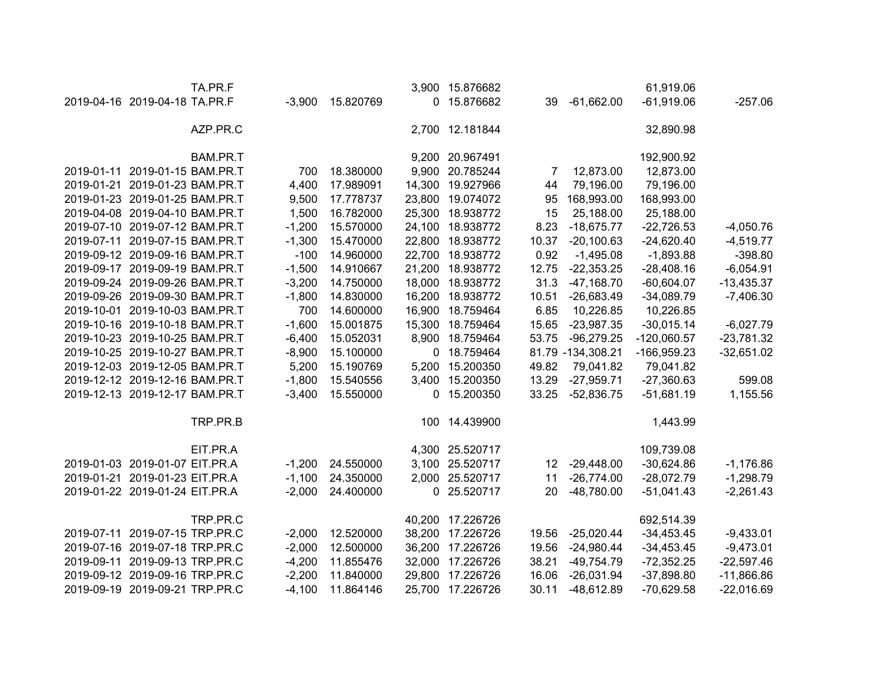| | | | | | | | | | | |
|---|---|---|---|---|---|---|---|---|---|---|
| | | TA.PR.F | | | 3,900 | 15.876682 | | | 61,919.06 | |
| 2019-04-16 | 2019-04-18 | TA.PR.F | -3,900 | 15.820769 | 0 | 15.876682 | 39 | -61,662.00 | -61,919.06 | -257.06 |
| | | AZP.PR.C | | | 2,700 | 12.181844 | | | 32,890.98 | |
| | | BAM.PR.T | | | 9,200 | 20.967491 | | | 192,900.92 | |
| 2019-01-11 | 2019-01-15 | BAM.PR.T | 700 | 18.380000 | 9,900 | 20.785244 | 7 | 12,873.00 | 12,873.00 | |
| 2019-01-21 | 2019-01-23 | BAM.PR.T | 4,400 | 17.989091 | 14,300 | 19.927966 | 44 | 79,196.00 | 79,196.00 | |
| 2019-01-23 | 2019-01-25 | BAM.PR.T | 9,500 | 17.778737 | 23,800 | 19.074072 | 95 | 168,993.00 | 168,993.00 | |
| 2019-04-08 | 2019-04-10 | BAM.PR.T | 1,500 | 16.782000 | 25,300 | 18.938772 | 15 | 25,188.00 | 25,188.00 | |
| 2019-07-10 | 2019-07-12 | BAM.PR.T | -1,200 | 15.570000 | 24,100 | 18.938772 | 8.23 | -18,675.77 | -22,726.53 | -4,050.76 |
| 2019-07-11 | 2019-07-15 | BAM.PR.T | -1,300 | 15.470000 | 22,800 | 18.938772 | 10.37 | -20,100.63 | -24,620.40 | -4,519.77 |
| 2019-09-12 | 2019-09-16 | BAM.PR.T | -100 | 14.960000 | 22,700 | 18.938772 | 0.92 | -1,495.08 | -1,893.88 | -398.80 |
| 2019-09-17 | 2019-09-19 | BAM.PR.T | -1,500 | 14.910667 | 21,200 | 18.938772 | 12.75 | -22,353.25 | -28,408.16 | -6,054.91 |
| 2019-09-24 | 2019-09-26 | BAM.PR.T | -3,200 | 14.750000 | 18,000 | 18.938772 | 31.3 | -47,168.70 | -60,604.07 | -13,435.37 |
| 2019-09-26 | 2019-09-30 | BAM.PR.T | -1,800 | 14.830000 | 16,200 | 18.938772 | 10.51 | -26,683.49 | -34,089.79 | -7,406.30 |
| 2019-10-01 | 2019-10-03 | BAM.PR.T | 700 | 14.600000 | 16,900 | 18.759464 | 6.85 | 10,226.85 | 10,226.85 | |
| 2019-10-16 | 2019-10-18 | BAM.PR.T | -1,600 | 15.001875 | 15,300 | 18.759464 | 15.65 | -23,987.35 | -30,015.14 | -6,027.79 |
| 2019-10-23 | 2019-10-25 | BAM.PR.T | -6,400 | 15.052031 | 8,900 | 18.759464 | 53.75 | -96,279.25 | -120,060.57 | -23,781.32 |
| 2019-10-25 | 2019-10-27 | BAM.PR.T | -8,900 | 15.100000 | 0 | 18.759464 | 81.79 | -134,308.21 | -166,959.23 | -32,651.02 |
| 2019-12-03 | 2019-12-05 | BAM.PR.T | 5,200 | 15.190769 | 5,200 | 15.200350 | 49.82 | 79,041.82 | 79,041.82 | |
| 2019-12-12 | 2019-12-16 | BAM.PR.T | -1,800 | 15.540556 | 3,400 | 15.200350 | 13.29 | -27,959.71 | -27,360.63 | 599.08 |
| 2019-12-13 | 2019-12-17 | BAM.PR.T | -3,400 | 15.550000 | 0 | 15.200350 | 33.25 | -52,836.75 | -51,681.19 | 1,155.56 |
| | | TRP.PR.B | | | 100 | 14.439900 | | | 1,443.99 | |
| | | EIT.PR.A | | | 4,300 | 25.520717 | | | 109,739.08 | |
| 2019-01-03 | 2019-01-07 | EIT.PR.A | -1,200 | 24.550000 | 3,100 | 25.520717 | 12 | -29,448.00 | -30,624.86 | -1,176.86 |
| 2019-01-21 | 2019-01-23 | EIT.PR.A | -1,100 | 24.350000 | 2,000 | 25.520717 | 11 | -26,774.00 | -28,072.79 | -1,298.79 |
| 2019-01-22 | 2019-01-24 | EIT.PR.A | -2,000 | 24.400000 | 0 | 25.520717 | 20 | -48,780.00 | -51,041.43 | -2,261.43 |
| | | TRP.PR.C | | | 40,200 | 17.226726 | | | 692,514.39 | |
| 2019-07-11 | 2019-07-15 | TRP.PR.C | -2,000 | 12.520000 | 38,200 | 17.226726 | 19.56 | -25,020.44 | -34,453.45 | -9,433.01 |
| 2019-07-16 | 2019-07-18 | TRP.PR.C | -2,000 | 12.500000 | 36,200 | 17.226726 | 19.56 | -24,980.44 | -34,453.45 | -9,473.01 |
| 2019-09-11 | 2019-09-13 | TRP.PR.C | -4,200 | 11.855476 | 32,000 | 17.226726 | 38.21 | -49,754.79 | -72,352.25 | -22,597.46 |
| 2019-09-12 | 2019-09-16 | TRP.PR.C | -2,200 | 11.840000 | 29,800 | 17.226726 | 16.06 | -26,031.94 | -37,898.80 | -11,866.86 |
| 2019-09-19 | 2019-09-21 | TRP.PR.C | -4,100 | 11.864146 | 25,700 | 17.226726 | 30.11 | -48,612.89 | -70,629.58 | -22,016.69 |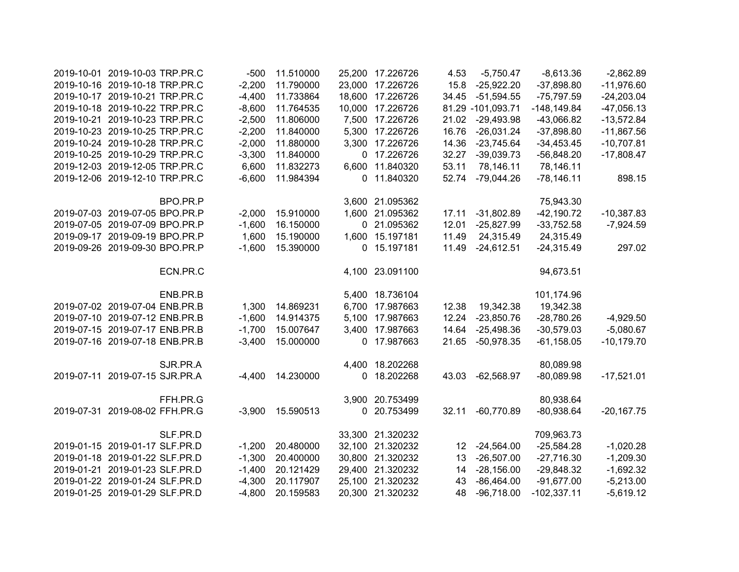| | | | | | | | | | | |
|---|---|---|---|---|---|---|---|---|---|---|
| 2019-10-01 | 2019-10-03 | TRP.PR.C | -500 | 11.510000 | 25,200 | 17.226726 | 4.53 | -5,750.47 | -8,613.36 | -2,862.89 |
| 2019-10-16 | 2019-10-18 | TRP.PR.C | -2,200 | 11.790000 | 23,000 | 17.226726 | 15.8 | -25,922.20 | -37,898.80 | -11,976.60 |
| 2019-10-17 | 2019-10-21 | TRP.PR.C | -4,400 | 11.733864 | 18,600 | 17.226726 | 34.45 | -51,594.55 | -75,797.59 | -24,203.04 |
| 2019-10-18 | 2019-10-22 | TRP.PR.C | -8,600 | 11.764535 | 10,000 | 17.226726 | 81.29 | -101,093.71 | -148,149.84 | -47,056.13 |
| 2019-10-21 | 2019-10-23 | TRP.PR.C | -2,500 | 11.806000 | 7,500 | 17.226726 | 21.02 | -29,493.98 | -43,066.82 | -13,572.84 |
| 2019-10-23 | 2019-10-25 | TRP.PR.C | -2,200 | 11.840000 | 5,300 | 17.226726 | 16.76 | -26,031.24 | -37,898.80 | -11,867.56 |
| 2019-10-24 | 2019-10-28 | TRP.PR.C | -2,000 | 11.880000 | 3,300 | 17.226726 | 14.36 | -23,745.64 | -34,453.45 | -10,707.81 |
| 2019-10-25 | 2019-10-29 | TRP.PR.C | -3,300 | 11.840000 | 0 | 17.226726 | 32.27 | -39,039.73 | -56,848.20 | -17,808.47 |
| 2019-12-03 | 2019-12-05 | TRP.PR.C | 6,600 | 11.832273 | 6,600 | 11.840320 | 53.11 | 78,146.11 | 78,146.11 | |
| 2019-12-06 | 2019-12-10 | TRP.PR.C | -6,600 | 11.984394 | 0 | 11.840320 | 52.74 | -79,044.26 | -78,146.11 | 898.15 |
| | | | | | | | | | | |
| | | BPO.PR.P | | | 3,600 | 21.095362 | | | 75,943.30 | |
| 2019-07-03 | 2019-07-05 | BPO.PR.P | -2,000 | 15.910000 | 1,600 | 21.095362 | 17.11 | -31,802.89 | -42,190.72 | -10,387.83 |
| 2019-07-05 | 2019-07-09 | BPO.PR.P | -1,600 | 16.150000 | 0 | 21.095362 | 12.01 | -25,827.99 | -33,752.58 | -7,924.59 |
| 2019-09-17 | 2019-09-19 | BPO.PR.P | 1,600 | 15.190000 | 1,600 | 15.197181 | 11.49 | 24,315.49 | 24,315.49 | |
| 2019-09-26 | 2019-09-30 | BPO.PR.P | -1,600 | 15.390000 | 0 | 15.197181 | 11.49 | -24,612.51 | -24,315.49 | 297.02 |
| | | | | | | | | | | |
| | | ECN.PR.C | | | 4,100 | 23.091100 | | | 94,673.51 | |
| | | | | | | | | | | |
| | | ENB.PR.B | | | 5,400 | 18.736104 | | | 101,174.96 | |
| 2019-07-02 | 2019-07-04 | ENB.PR.B | 1,300 | 14.869231 | 6,700 | 17.987663 | 12.38 | 19,342.38 | 19,342.38 | |
| 2019-07-10 | 2019-07-12 | ENB.PR.B | -1,600 | 14.914375 | 5,100 | 17.987663 | 12.24 | -23,850.76 | -28,780.26 | -4,929.50 |
| 2019-07-15 | 2019-07-17 | ENB.PR.B | -1,700 | 15.007647 | 3,400 | 17.987663 | 14.64 | -25,498.36 | -30,579.03 | -5,080.67 |
| 2019-07-16 | 2019-07-18 | ENB.PR.B | -3,400 | 15.000000 | 0 | 17.987663 | 21.65 | -50,978.35 | -61,158.05 | -10,179.70 |
| | | | | | | | | | | |
| | | SJR.PR.A | | | 4,400 | 18.202268 | | | 80,089.98 | |
| 2019-07-11 | 2019-07-15 | SJR.PR.A | -4,400 | 14.230000 | 0 | 18.202268 | 43.03 | -62,568.97 | -80,089.98 | -17,521.01 |
| | | | | | | | | | | |
| | | FFH.PR.G | | | 3,900 | 20.753499 | | | 80,938.64 | |
| 2019-07-31 | 2019-08-02 | FFH.PR.G | -3,900 | 15.590513 | 0 | 20.753499 | 32.11 | -60,770.89 | -80,938.64 | -20,167.75 |
| | | | | | | | | | | |
| | | SLF.PR.D | | | 33,300 | 21.320232 | | | 709,963.73 | |
| 2019-01-15 | 2019-01-17 | SLF.PR.D | -1,200 | 20.480000 | 32,100 | 21.320232 | 12 | -24,564.00 | -25,584.28 | -1,020.28 |
| 2019-01-18 | 2019-01-22 | SLF.PR.D | -1,300 | 20.400000 | 30,800 | 21.320232 | 13 | -26,507.00 | -27,716.30 | -1,209.30 |
| 2019-01-21 | 2019-01-23 | SLF.PR.D | -1,400 | 20.121429 | 29,400 | 21.320232 | 14 | -28,156.00 | -29,848.32 | -1,692.32 |
| 2019-01-22 | 2019-01-24 | SLF.PR.D | -4,300 | 20.117907 | 25,100 | 21.320232 | 43 | -86,464.00 | -91,677.00 | -5,213.00 |
| 2019-01-25 | 2019-01-29 | SLF.PR.D | -4,800 | 20.159583 | 20,300 | 21.320232 | 48 | -96,718.00 | -102,337.11 | -5,619.12 |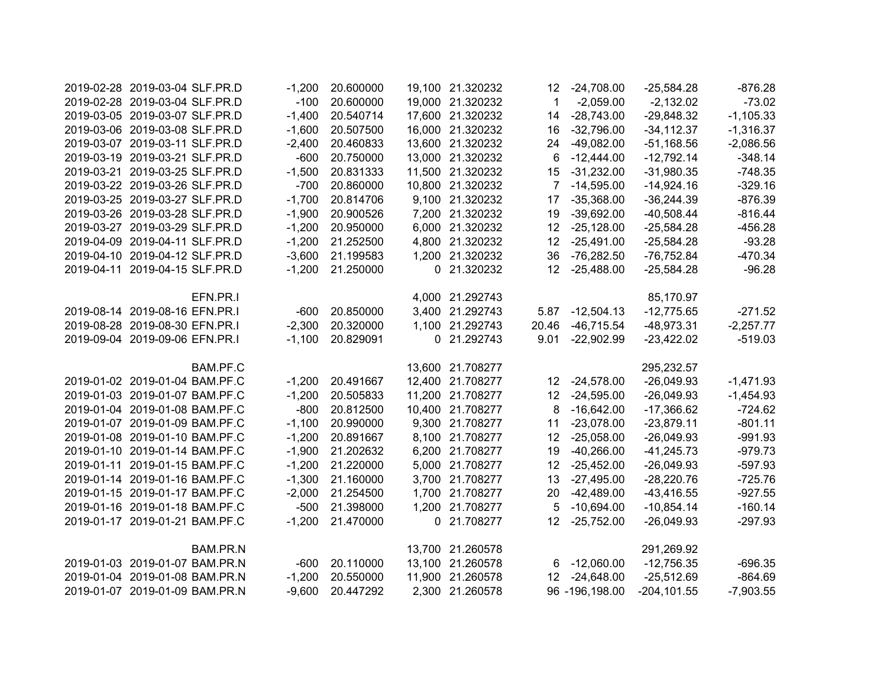| | | | | | | | | | | |
|---|---|---|---|---|---|---|---|---|---|---|
| 2019-02-28 | 2019-03-04 | SLF.PR.D | -1,200 | 20.600000 | 19,100 | 21.320232 | 12 | -24,708.00 | -25,584.28 | -876.28 |
| 2019-02-28 | 2019-03-04 | SLF.PR.D | -100 | 20.600000 | 19,000 | 21.320232 | 1 | -2,059.00 | -2,132.02 | -73.02 |
| 2019-03-05 | 2019-03-07 | SLF.PR.D | -1,400 | 20.540714 | 17,600 | 21.320232 | 14 | -28,743.00 | -29,848.32 | -1,105.33 |
| 2019-03-06 | 2019-03-08 | SLF.PR.D | -1,600 | 20.507500 | 16,000 | 21.320232 | 16 | -32,796.00 | -34,112.37 | -1,316.37 |
| 2019-03-07 | 2019-03-11 | SLF.PR.D | -2,400 | 20.460833 | 13,600 | 21.320232 | 24 | -49,082.00 | -51,168.56 | -2,086.56 |
| 2019-03-19 | 2019-03-21 | SLF.PR.D | -600 | 20.750000 | 13,000 | 21.320232 | 6 | -12,444.00 | -12,792.14 | -348.14 |
| 2019-03-21 | 2019-03-25 | SLF.PR.D | -1,500 | 20.831333 | 11,500 | 21.320232 | 15 | -31,232.00 | -31,980.35 | -748.35 |
| 2019-03-22 | 2019-03-26 | SLF.PR.D | -700 | 20.860000 | 10,800 | 21.320232 | 7 | -14,595.00 | -14,924.16 | -329.16 |
| 2019-03-25 | 2019-03-27 | SLF.PR.D | -1,700 | 20.814706 | 9,100 | 21.320232 | 17 | -35,368.00 | -36,244.39 | -876.39 |
| 2019-03-26 | 2019-03-28 | SLF.PR.D | -1,900 | 20.900526 | 7,200 | 21.320232 | 19 | -39,692.00 | -40,508.44 | -816.44 |
| 2019-03-27 | 2019-03-29 | SLF.PR.D | -1,200 | 20.950000 | 6,000 | 21.320232 | 12 | -25,128.00 | -25,584.28 | -456.28 |
| 2019-04-09 | 2019-04-11 | SLF.PR.D | -1,200 | 21.252500 | 4,800 | 21.320232 | 12 | -25,491.00 | -25,584.28 | -93.28 |
| 2019-04-10 | 2019-04-12 | SLF.PR.D | -3,600 | 21.199583 | 1,200 | 21.320232 | 36 | -76,282.50 | -76,752.84 | -470.34 |
| 2019-04-11 | 2019-04-15 | SLF.PR.D | -1,200 | 21.250000 | 0 | 21.320232 | 12 | -25,488.00 | -25,584.28 | -96.28 |
| | | | | | | | | | | |
| | | EFN.PR.I | | | 4,000 | 21.292743 | | | 85,170.97 | |
| 2019-08-14 | 2019-08-16 | EFN.PR.I | -600 | 20.850000 | 3,400 | 21.292743 | 5.87 | -12,504.13 | -12,775.65 | -271.52 |
| 2019-08-28 | 2019-08-30 | EFN.PR.I | -2,300 | 20.320000 | 1,100 | 21.292743 | 20.46 | -46,715.54 | -48,973.31 | -2,257.77 |
| 2019-09-04 | 2019-09-06 | EFN.PR.I | -1,100 | 20.829091 | 0 | 21.292743 | 9.01 | -22,902.99 | -23,422.02 | -519.03 |
| | | | | | | | | | | |
| | | BAM.PF.C | | | 13,600 | 21.708277 | | | 295,232.57 | |
| 2019-01-02 | 2019-01-04 | BAM.PF.C | -1,200 | 20.491667 | 12,400 | 21.708277 | 12 | -24,578.00 | -26,049.93 | -1,471.93 |
| 2019-01-03 | 2019-01-07 | BAM.PF.C | -1,200 | 20.505833 | 11,200 | 21.708277 | 12 | -24,595.00 | -26,049.93 | -1,454.93 |
| 2019-01-04 | 2019-01-08 | BAM.PF.C | -800 | 20.812500 | 10,400 | 21.708277 | 8 | -16,642.00 | -17,366.62 | -724.62 |
| 2019-01-07 | 2019-01-09 | BAM.PF.C | -1,100 | 20.990000 | 9,300 | 21.708277 | 11 | -23,078.00 | -23,879.11 | -801.11 |
| 2019-01-08 | 2019-01-10 | BAM.PF.C | -1,200 | 20.891667 | 8,100 | 21.708277 | 12 | -25,058.00 | -26,049.93 | -991.93 |
| 2019-01-10 | 2019-01-14 | BAM.PF.C | -1,900 | 21.202632 | 6,200 | 21.708277 | 19 | -40,266.00 | -41,245.73 | -979.73 |
| 2019-01-11 | 2019-01-15 | BAM.PF.C | -1,200 | 21.220000 | 5,000 | 21.708277 | 12 | -25,452.00 | -26,049.93 | -597.93 |
| 2019-01-14 | 2019-01-16 | BAM.PF.C | -1,300 | 21.160000 | 3,700 | 21.708277 | 13 | -27,495.00 | -28,220.76 | -725.76 |
| 2019-01-15 | 2019-01-17 | BAM.PF.C | -2,000 | 21.254500 | 1,700 | 21.708277 | 20 | -42,489.00 | -43,416.55 | -927.55 |
| 2019-01-16 | 2019-01-18 | BAM.PF.C | -500 | 21.398000 | 1,200 | 21.708277 | 5 | -10,694.00 | -10,854.14 | -160.14 |
| 2019-01-17 | 2019-01-21 | BAM.PF.C | -1,200 | 21.470000 | 0 | 21.708277 | 12 | -25,752.00 | -26,049.93 | -297.93 |
| | | | | | | | | | | |
| | | BAM.PR.N | | | 13,700 | 21.260578 | | | 291,269.92 | |
| 2019-01-03 | 2019-01-07 | BAM.PR.N | -600 | 20.110000 | 13,100 | 21.260578 | 6 | -12,060.00 | -12,756.35 | -696.35 |
| 2019-01-04 | 2019-01-08 | BAM.PR.N | -1,200 | 20.550000 | 11,900 | 21.260578 | 12 | -24,648.00 | -25,512.69 | -864.69 |
| 2019-01-07 | 2019-01-09 | BAM.PR.N | -9,600 | 20.447292 | 2,300 | 21.260578 | 96 | -196,198.00 | -204,101.55 | -7,903.55 |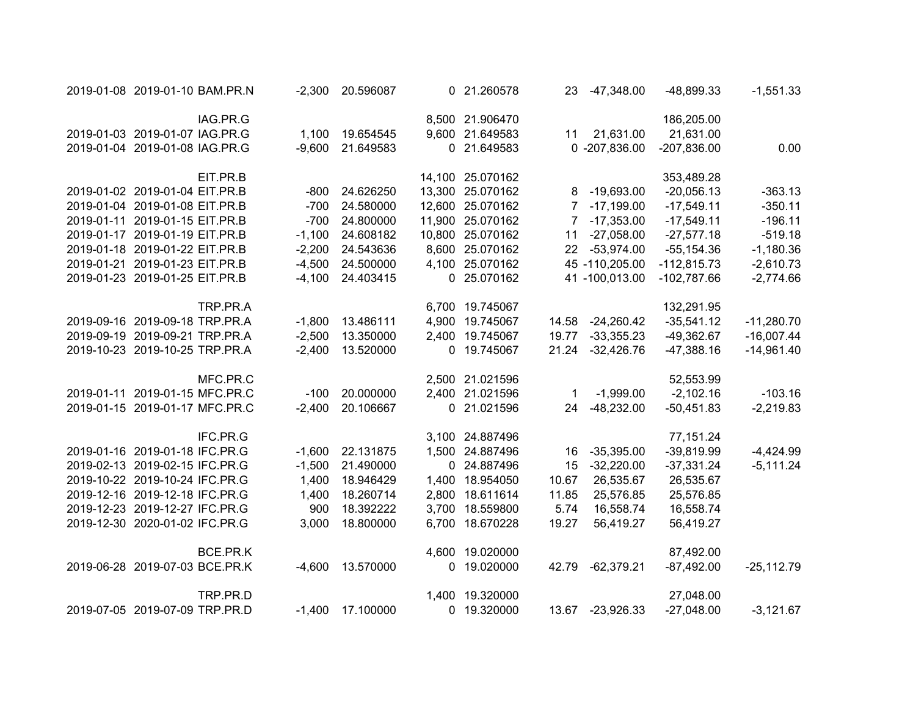| | | | | | | | | | | |
|---|---|---|---|---|---|---|---|---|---|---|
| 2019-01-08 | 2019-01-10 | BAM.PR.N | -2,300 | 20.596087 | 0 | 21.260578 | 23 | -47,348.00 | -48,899.33 | -1,551.33 |
| | | | | | | | | | | |
| | | IAG.PR.G | | | 8,500 | 21.906470 | | | 186,205.00 | |
| 2019-01-03 | 2019-01-07 | IAG.PR.G | 1,100 | 19.654545 | 9,600 | 21.649583 | 11 | 21,631.00 | 21,631.00 | |
| 2019-01-04 | 2019-01-08 | IAG.PR.G | -9,600 | 21.649583 | 0 | 21.649583 | 0 | -207,836.00 | -207,836.00 | 0.00 |
| | | | | | | | | | | |
| | | EIT.PR.B | | | 14,100 | 25.070162 | | | 353,489.28 | |
| 2019-01-02 | 2019-01-04 | EIT.PR.B | -800 | 24.626250 | 13,300 | 25.070162 | 8 | -19,693.00 | -20,056.13 | -363.13 |
| 2019-01-04 | 2019-01-08 | EIT.PR.B | -700 | 24.580000 | 12,600 | 25.070162 | 7 | -17,199.00 | -17,549.11 | -350.11 |
| 2019-01-11 | 2019-01-15 | EIT.PR.B | -700 | 24.800000 | 11,900 | 25.070162 | 7 | -17,353.00 | -17,549.11 | -196.11 |
| 2019-01-17 | 2019-01-19 | EIT.PR.B | -1,100 | 24.608182 | 10,800 | 25.070162 | 11 | -27,058.00 | -27,577.18 | -519.18 |
| 2019-01-18 | 2019-01-22 | EIT.PR.B | -2,200 | 24.543636 | 8,600 | 25.070162 | 22 | -53,974.00 | -55,154.36 | -1,180.36 |
| 2019-01-21 | 2019-01-23 | EIT.PR.B | -4,500 | 24.500000 | 4,100 | 25.070162 | 45 | -110,205.00 | -112,815.73 | -2,610.73 |
| 2019-01-23 | 2019-01-25 | EIT.PR.B | -4,100 | 24.403415 | 0 | 25.070162 | 41 | -100,013.00 | -102,787.66 | -2,774.66 |
| | | | | | | | | | | |
| | | TRP.PR.A | | | 6,700 | 19.745067 | | | 132,291.95 | |
| 2019-09-16 | 2019-09-18 | TRP.PR.A | -1,800 | 13.486111 | 4,900 | 19.745067 | 14.58 | -24,260.42 | -35,541.12 | -11,280.70 |
| 2019-09-19 | 2019-09-21 | TRP.PR.A | -2,500 | 13.350000 | 2,400 | 19.745067 | 19.77 | -33,355.23 | -49,362.67 | -16,007.44 |
| 2019-10-23 | 2019-10-25 | TRP.PR.A | -2,400 | 13.520000 | 0 | 19.745067 | 21.24 | -32,426.76 | -47,388.16 | -14,961.40 |
| | | | | | | | | | | |
| | | MFC.PR.C | | | 2,500 | 21.021596 | | | 52,553.99 | |
| 2019-01-11 | 2019-01-15 | MFC.PR.C | -100 | 20.000000 | 2,400 | 21.021596 | 1 | -1,999.00 | -2,102.16 | -103.16 |
| 2019-01-15 | 2019-01-17 | MFC.PR.C | -2,400 | 20.106667 | 0 | 21.021596 | 24 | -48,232.00 | -50,451.83 | -2,219.83 |
| | | | | | | | | | | |
| | | IFC.PR.G | | | 3,100 | 24.887496 | | | 77,151.24 | |
| 2019-01-16 | 2019-01-18 | IFC.PR.G | -1,600 | 22.131875 | 1,500 | 24.887496 | 16 | -35,395.00 | -39,819.99 | -4,424.99 |
| 2019-02-13 | 2019-02-15 | IFC.PR.G | -1,500 | 21.490000 | 0 | 24.887496 | 15 | -32,220.00 | -37,331.24 | -5,111.24 |
| 2019-10-22 | 2019-10-24 | IFC.PR.G | 1,400 | 18.946429 | 1,400 | 18.954050 | 10.67 | 26,535.67 | 26,535.67 | |
| 2019-12-16 | 2019-12-18 | IFC.PR.G | 1,400 | 18.260714 | 2,800 | 18.611614 | 11.85 | 25,576.85 | 25,576.85 | |
| 2019-12-23 | 2019-12-27 | IFC.PR.G | 900 | 18.392222 | 3,700 | 18.559800 | 5.74 | 16,558.74 | 16,558.74 | |
| 2019-12-30 | 2020-01-02 | IFC.PR.G | 3,000 | 18.800000 | 6,700 | 18.670228 | 19.27 | 56,419.27 | 56,419.27 | |
| | | | | | | | | | | |
| | | BCE.PR.K | | | 4,600 | 19.020000 | | | 87,492.00 | |
| 2019-06-28 | 2019-07-03 | BCE.PR.K | -4,600 | 13.570000 | 0 | 19.020000 | 42.79 | -62,379.21 | -87,492.00 | -25,112.79 |
| | | | | | | | | | | |
| | | TRP.PR.D | | | 1,400 | 19.320000 | | | 27,048.00 | |
| 2019-07-05 | 2019-07-09 | TRP.PR.D | -1,400 | 17.100000 | 0 | 19.320000 | 13.67 | -23,926.33 | -27,048.00 | -3,121.67 |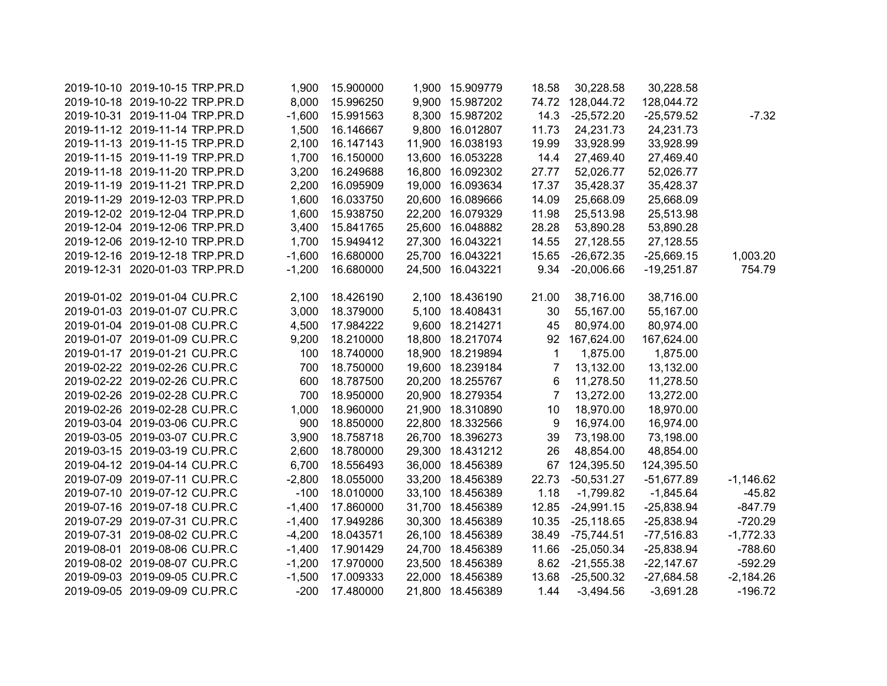| | | | | | | | | | | |
|---|---|---|---|---|---|---|---|---|---|---|
| 2019-10-10 | 2019-10-15 | TRP.PR.D | 1,900 | 15.900000 | 1,900 | 15.909779 | 18.58 | 30,228.58 | 30,228.58 | |
| 2019-10-18 | 2019-10-22 | TRP.PR.D | 8,000 | 15.996250 | 9,900 | 15.987202 | 74.72 | 128,044.72 | 128,044.72 | |
| 2019-10-31 | 2019-11-04 | TRP.PR.D | -1,600 | 15.991563 | 8,300 | 15.987202 | 14.3 | -25,572.20 | -25,579.52 | -7.32 |
| 2019-11-12 | 2019-11-14 | TRP.PR.D | 1,500 | 16.146667 | 9,800 | 16.012807 | 11.73 | 24,231.73 | 24,231.73 | |
| 2019-11-13 | 2019-11-15 | TRP.PR.D | 2,100 | 16.147143 | 11,900 | 16.038193 | 19.99 | 33,928.99 | 33,928.99 | |
| 2019-11-15 | 2019-11-19 | TRP.PR.D | 1,700 | 16.150000 | 13,600 | 16.053228 | 14.4 | 27,469.40 | 27,469.40 | |
| 2019-11-18 | 2019-11-20 | TRP.PR.D | 3,200 | 16.249688 | 16,800 | 16.092302 | 27.77 | 52,026.77 | 52,026.77 | |
| 2019-11-19 | 2019-11-21 | TRP.PR.D | 2,200 | 16.095909 | 19,000 | 16.093634 | 17.37 | 35,428.37 | 35,428.37 | |
| 2019-11-29 | 2019-12-03 | TRP.PR.D | 1,600 | 16.033750 | 20,600 | 16.089666 | 14.09 | 25,668.09 | 25,668.09 | |
| 2019-12-02 | 2019-12-04 | TRP.PR.D | 1,600 | 15.938750 | 22,200 | 16.079329 | 11.98 | 25,513.98 | 25,513.98 | |
| 2019-12-04 | 2019-12-06 | TRP.PR.D | 3,400 | 15.841765 | 25,600 | 16.048882 | 28.28 | 53,890.28 | 53,890.28 | |
| 2019-12-06 | 2019-12-10 | TRP.PR.D | 1,700 | 15.949412 | 27,300 | 16.043221 | 14.55 | 27,128.55 | 27,128.55 | |
| 2019-12-16 | 2019-12-18 | TRP.PR.D | -1,600 | 16.680000 | 25,700 | 16.043221 | 15.65 | -26,672.35 | -25,669.15 | 1,003.20 |
| 2019-12-31 | 2020-01-03 | TRP.PR.D | -1,200 | 16.680000 | 24,500 | 16.043221 | 9.34 | -20,006.66 | -19,251.87 | 754.79 |
| | | | | | | | | | | |
| 2019-01-02 | 2019-01-04 | CU.PR.C | 2,100 | 18.426190 | 2,100 | 18.436190 | 21.00 | 38,716.00 | 38,716.00 | |
| 2019-01-03 | 2019-01-07 | CU.PR.C | 3,000 | 18.379000 | 5,100 | 18.408431 | 30 | 55,167.00 | 55,167.00 | |
| 2019-01-04 | 2019-01-08 | CU.PR.C | 4,500 | 17.984222 | 9,600 | 18.214271 | 45 | 80,974.00 | 80,974.00 | |
| 2019-01-07 | 2019-01-09 | CU.PR.C | 9,200 | 18.210000 | 18,800 | 18.217074 | 92 | 167,624.00 | 167,624.00 | |
| 2019-01-17 | 2019-01-21 | CU.PR.C | 100 | 18.740000 | 18,900 | 18.219894 | 1 | 1,875.00 | 1,875.00 | |
| 2019-02-22 | 2019-02-26 | CU.PR.C | 700 | 18.750000 | 19,600 | 18.239184 | 7 | 13,132.00 | 13,132.00 | |
| 2019-02-22 | 2019-02-26 | CU.PR.C | 600 | 18.787500 | 20,200 | 18.255767 | 6 | 11,278.50 | 11,278.50 | |
| 2019-02-26 | 2019-02-28 | CU.PR.C | 700 | 18.950000 | 20,900 | 18.279354 | 7 | 13,272.00 | 13,272.00 | |
| 2019-02-26 | 2019-02-28 | CU.PR.C | 1,000 | 18.960000 | 21,900 | 18.310890 | 10 | 18,970.00 | 18,970.00 | |
| 2019-03-04 | 2019-03-06 | CU.PR.C | 900 | 18.850000 | 22,800 | 18.332566 | 9 | 16,974.00 | 16,974.00 | |
| 2019-03-05 | 2019-03-07 | CU.PR.C | 3,900 | 18.758718 | 26,700 | 18.396273 | 39 | 73,198.00 | 73,198.00 | |
| 2019-03-15 | 2019-03-19 | CU.PR.C | 2,600 | 18.780000 | 29,300 | 18.431212 | 26 | 48,854.00 | 48,854.00 | |
| 2019-04-12 | 2019-04-14 | CU.PR.C | 6,700 | 18.556493 | 36,000 | 18.456389 | 67 | 124,395.50 | 124,395.50 | |
| 2019-07-09 | 2019-07-11 | CU.PR.C | -2,800 | 18.055000 | 33,200 | 18.456389 | 22.73 | -50,531.27 | -51,677.89 | -1,146.62 |
| 2019-07-10 | 2019-07-12 | CU.PR.C | -100 | 18.010000 | 33,100 | 18.456389 | 1.18 | -1,799.82 | -1,845.64 | -45.82 |
| 2019-07-16 | 2019-07-18 | CU.PR.C | -1,400 | 17.860000 | 31,700 | 18.456389 | 12.85 | -24,991.15 | -25,838.94 | -847.79 |
| 2019-07-29 | 2019-07-31 | CU.PR.C | -1,400 | 17.949286 | 30,300 | 18.456389 | 10.35 | -25,118.65 | -25,838.94 | -720.29 |
| 2019-07-31 | 2019-08-02 | CU.PR.C | -4,200 | 18.043571 | 26,100 | 18.456389 | 38.49 | -75,744.51 | -77,516.83 | -1,772.33 |
| 2019-08-01 | 2019-08-06 | CU.PR.C | -1,400 | 17.901429 | 24,700 | 18.456389 | 11.66 | -25,050.34 | -25,838.94 | -788.60 |
| 2019-08-02 | 2019-08-07 | CU.PR.C | -1,200 | 17.970000 | 23,500 | 18.456389 | 8.62 | -21,555.38 | -22,147.67 | -592.29 |
| 2019-09-03 | 2019-09-05 | CU.PR.C | -1,500 | 17.009333 | 22,000 | 18.456389 | 13.68 | -25,500.32 | -27,684.58 | -2,184.26 |
| 2019-09-05 | 2019-09-09 | CU.PR.C | -200 | 17.480000 | 21,800 | 18.456389 | 1.44 | -3,494.56 | -3,691.28 | -196.72 |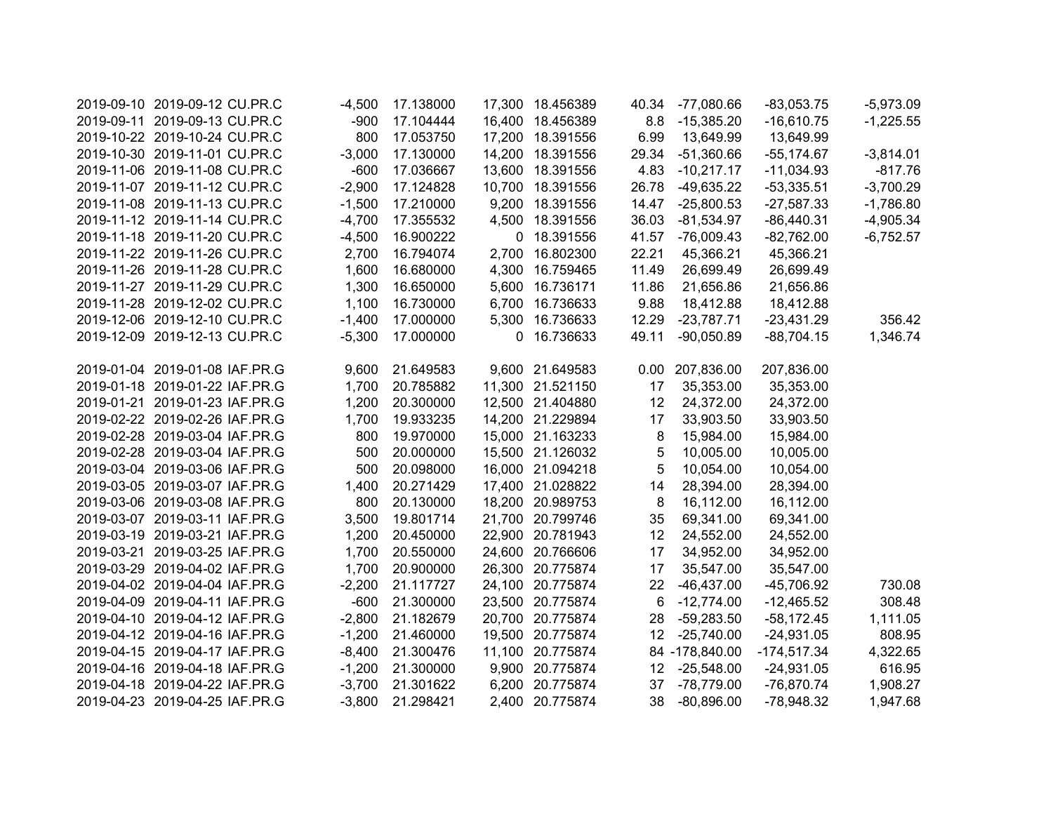| | | | | | | | | | | |
|---|---|---|---|---|---|---|---|---|---|---|
| 2019-09-10 | 2019-09-12 | CU.PR.C | -4,500 | 17.138000 | 17,300 | 18.456389 | 40.34 | -77,080.66 | -83,053.75 | -5,973.09 |
| 2019-09-11 | 2019-09-13 | CU.PR.C | -900 | 17.104444 | 16,400 | 18.456389 | 8.8 | -15,385.20 | -16,610.75 | -1,225.55 |
| 2019-10-22 | 2019-10-24 | CU.PR.C | 800 | 17.053750 | 17,200 | 18.391556 | 6.99 | 13,649.99 | 13,649.99 | |
| 2019-10-30 | 2019-11-01 | CU.PR.C | -3,000 | 17.130000 | 14,200 | 18.391556 | 29.34 | -51,360.66 | -55,174.67 | -3,814.01 |
| 2019-11-06 | 2019-11-08 | CU.PR.C | -600 | 17.036667 | 13,600 | 18.391556 | 4.83 | -10,217.17 | -11,034.93 | -817.76 |
| 2019-11-07 | 2019-11-12 | CU.PR.C | -2,900 | 17.124828 | 10,700 | 18.391556 | 26.78 | -49,635.22 | -53,335.51 | -3,700.29 |
| 2019-11-08 | 2019-11-13 | CU.PR.C | -1,500 | 17.210000 | 9,200 | 18.391556 | 14.47 | -25,800.53 | -27,587.33 | -1,786.80 |
| 2019-11-12 | 2019-11-14 | CU.PR.C | -4,700 | 17.355532 | 4,500 | 18.391556 | 36.03 | -81,534.97 | -86,440.31 | -4,905.34 |
| 2019-11-18 | 2019-11-20 | CU.PR.C | -4,500 | 16.900222 | 0 | 18.391556 | 41.57 | -76,009.43 | -82,762.00 | -6,752.57 |
| 2019-11-22 | 2019-11-26 | CU.PR.C | 2,700 | 16.794074 | 2,700 | 16.802300 | 22.21 | 45,366.21 | 45,366.21 | |
| 2019-11-26 | 2019-11-28 | CU.PR.C | 1,600 | 16.680000 | 4,300 | 16.759465 | 11.49 | 26,699.49 | 26,699.49 | |
| 2019-11-27 | 2019-11-29 | CU.PR.C | 1,300 | 16.650000 | 5,600 | 16.736171 | 11.86 | 21,656.86 | 21,656.86 | |
| 2019-11-28 | 2019-12-02 | CU.PR.C | 1,100 | 16.730000 | 6,700 | 16.736633 | 9.88 | 18,412.88 | 18,412.88 | |
| 2019-12-06 | 2019-12-10 | CU.PR.C | -1,400 | 17.000000 | 5,300 | 16.736633 | 12.29 | -23,787.71 | -23,431.29 | 356.42 |
| 2019-12-09 | 2019-12-13 | CU.PR.C | -5,300 | 17.000000 | 0 | 16.736633 | 49.11 | -90,050.89 | -88,704.15 | 1,346.74 |
| | | | | | | | | | | |
| 2019-01-04 | 2019-01-08 | IAF.PR.G | 9,600 | 21.649583 | 9,600 | 21.649583 | 0.00 | 207,836.00 | 207,836.00 | |
| 2019-01-18 | 2019-01-22 | IAF.PR.G | 1,700 | 20.785882 | 11,300 | 21.521150 | 17 | 35,353.00 | 35,353.00 | |
| 2019-01-21 | 2019-01-23 | IAF.PR.G | 1,200 | 20.300000 | 12,500 | 21.404880 | 12 | 24,372.00 | 24,372.00 | |
| 2019-02-22 | 2019-02-26 | IAF.PR.G | 1,700 | 19.933235 | 14,200 | 21.229894 | 17 | 33,903.50 | 33,903.50 | |
| 2019-02-28 | 2019-03-04 | IAF.PR.G | 800 | 19.970000 | 15,000 | 21.163233 | 8 | 15,984.00 | 15,984.00 | |
| 2019-02-28 | 2019-03-04 | IAF.PR.G | 500 | 20.000000 | 15,500 | 21.126032 | 5 | 10,005.00 | 10,005.00 | |
| 2019-03-04 | 2019-03-06 | IAF.PR.G | 500 | 20.098000 | 16,000 | 21.094218 | 5 | 10,054.00 | 10,054.00 | |
| 2019-03-05 | 2019-03-07 | IAF.PR.G | 1,400 | 20.271429 | 17,400 | 21.028822 | 14 | 28,394.00 | 28,394.00 | |
| 2019-03-06 | 2019-03-08 | IAF.PR.G | 800 | 20.130000 | 18,200 | 20.989753 | 8 | 16,112.00 | 16,112.00 | |
| 2019-03-07 | 2019-03-11 | IAF.PR.G | 3,500 | 19.801714 | 21,700 | 20.799746 | 35 | 69,341.00 | 69,341.00 | |
| 2019-03-19 | 2019-03-21 | IAF.PR.G | 1,200 | 20.450000 | 22,900 | 20.781943 | 12 | 24,552.00 | 24,552.00 | |
| 2019-03-21 | 2019-03-25 | IAF.PR.G | 1,700 | 20.550000 | 24,600 | 20.766606 | 17 | 34,952.00 | 34,952.00 | |
| 2019-03-29 | 2019-04-02 | IAF.PR.G | 1,700 | 20.900000 | 26,300 | 20.775874 | 17 | 35,547.00 | 35,547.00 | |
| 2019-04-02 | 2019-04-04 | IAF.PR.G | -2,200 | 21.117727 | 24,100 | 20.775874 | 22 | -46,437.00 | -45,706.92 | 730.08 |
| 2019-04-09 | 2019-04-11 | IAF.PR.G | -600 | 21.300000 | 23,500 | 20.775874 | 6 | -12,774.00 | -12,465.52 | 308.48 |
| 2019-04-10 | 2019-04-12 | IAF.PR.G | -2,800 | 21.182679 | 20,700 | 20.775874 | 28 | -59,283.50 | -58,172.45 | 1,111.05 |
| 2019-04-12 | 2019-04-16 | IAF.PR.G | -1,200 | 21.460000 | 19,500 | 20.775874 | 12 | -25,740.00 | -24,931.05 | 808.95 |
| 2019-04-15 | 2019-04-17 | IAF.PR.G | -8,400 | 21.300476 | 11,100 | 20.775874 | 84 | -178,840.00 | -174,517.34 | 4,322.65 |
| 2019-04-16 | 2019-04-18 | IAF.PR.G | -1,200 | 21.300000 | 9,900 | 20.775874 | 12 | -25,548.00 | -24,931.05 | 616.95 |
| 2019-04-18 | 2019-04-22 | IAF.PR.G | -3,700 | 21.301622 | 6,200 | 20.775874 | 37 | -78,779.00 | -76,870.74 | 1,908.27 |
| 2019-04-23 | 2019-04-25 | IAF.PR.G | -3,800 | 21.298421 | 2,400 | 20.775874 | 38 | -80,896.00 | -78,948.32 | 1,947.68 |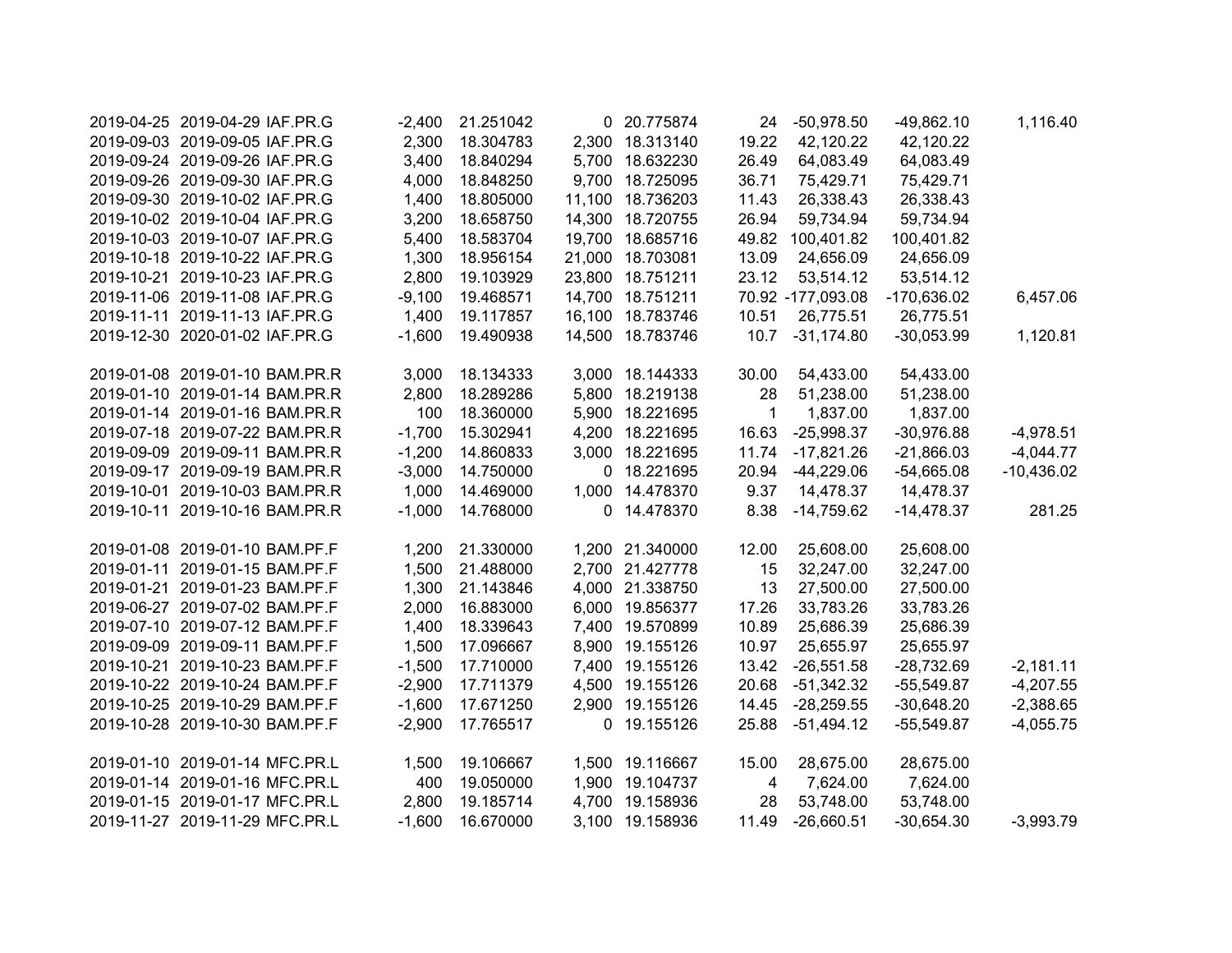| | | | | | | | | | | |
|---|---|---|---|---|---|---|---|---|---|---|
| 2019-04-25 | 2019-04-29 | IAF.PR.G | -2,400 | 21.251042 | 0 | 20.775874 | 24 | -50,978.50 | -49,862.10 | 1,116.40 |
| 2019-09-03 | 2019-09-05 | IAF.PR.G | 2,300 | 18.304783 | 2,300 | 18.313140 | 19.22 | 42,120.22 | 42,120.22 | |
| 2019-09-24 | 2019-09-26 | IAF.PR.G | 3,400 | 18.840294 | 5,700 | 18.632230 | 26.49 | 64,083.49 | 64,083.49 | |
| 2019-09-26 | 2019-09-30 | IAF.PR.G | 4,000 | 18.848250 | 9,700 | 18.725095 | 36.71 | 75,429.71 | 75,429.71 | |
| 2019-09-30 | 2019-10-02 | IAF.PR.G | 1,400 | 18.805000 | 11,100 | 18.736203 | 11.43 | 26,338.43 | 26,338.43 | |
| 2019-10-02 | 2019-10-04 | IAF.PR.G | 3,200 | 18.658750 | 14,300 | 18.720755 | 26.94 | 59,734.94 | 59,734.94 | |
| 2019-10-03 | 2019-10-07 | IAF.PR.G | 5,400 | 18.583704 | 19,700 | 18.685716 | 49.82 | 100,401.82 | 100,401.82 | |
| 2019-10-18 | 2019-10-22 | IAF.PR.G | 1,300 | 18.956154 | 21,000 | 18.703081 | 13.09 | 24,656.09 | 24,656.09 | |
| 2019-10-21 | 2019-10-23 | IAF.PR.G | 2,800 | 19.103929 | 23,800 | 18.751211 | 23.12 | 53,514.12 | 53,514.12 | |
| 2019-11-06 | 2019-11-08 | IAF.PR.G | -9,100 | 19.468571 | 14,700 | 18.751211 | 70.92 | -177,093.08 | -170,636.02 | 6,457.06 |
| 2019-11-11 | 2019-11-13 | IAF.PR.G | 1,400 | 19.117857 | 16,100 | 18.783746 | 10.51 | 26,775.51 | 26,775.51 | |
| 2019-12-30 | 2020-01-02 | IAF.PR.G | -1,600 | 19.490938 | 14,500 | 18.783746 | 10.7 | -31,174.80 | -30,053.99 | 1,120.81 |
| | | | | | | | | | | |
| 2019-01-08 | 2019-01-10 | BAM.PR.R | 3,000 | 18.134333 | 3,000 | 18.144333 | 30.00 | 54,433.00 | 54,433.00 | |
| 2019-01-10 | 2019-01-14 | BAM.PR.R | 2,800 | 18.289286 | 5,800 | 18.219138 | 28 | 51,238.00 | 51,238.00 | |
| 2019-01-14 | 2019-01-16 | BAM.PR.R | 100 | 18.360000 | 5,900 | 18.221695 | 1 | 1,837.00 | 1,837.00 | |
| 2019-07-18 | 2019-07-22 | BAM.PR.R | -1,700 | 15.302941 | 4,200 | 18.221695 | 16.63 | -25,998.37 | -30,976.88 | -4,978.51 |
| 2019-09-09 | 2019-09-11 | BAM.PR.R | -1,200 | 14.860833 | 3,000 | 18.221695 | 11.74 | -17,821.26 | -21,866.03 | -4,044.77 |
| 2019-09-17 | 2019-09-19 | BAM.PR.R | -3,000 | 14.750000 | 0 | 18.221695 | 20.94 | -44,229.06 | -54,665.08 | -10,436.02 |
| 2019-10-01 | 2019-10-03 | BAM.PR.R | 1,000 | 14.469000 | 1,000 | 14.478370 | 9.37 | 14,478.37 | 14,478.37 | |
| 2019-10-11 | 2019-10-16 | BAM.PR.R | -1,000 | 14.768000 | 0 | 14.478370 | 8.38 | -14,759.62 | -14,478.37 | 281.25 |
| | | | | | | | | | | |
| 2019-01-08 | 2019-01-10 | BAM.PF.F | 1,200 | 21.330000 | 1,200 | 21.340000 | 12.00 | 25,608.00 | 25,608.00 | |
| 2019-01-11 | 2019-01-15 | BAM.PF.F | 1,500 | 21.488000 | 2,700 | 21.427778 | 15 | 32,247.00 | 32,247.00 | |
| 2019-01-21 | 2019-01-23 | BAM.PF.F | 1,300 | 21.143846 | 4,000 | 21.338750 | 13 | 27,500.00 | 27,500.00 | |
| 2019-06-27 | 2019-07-02 | BAM.PF.F | 2,000 | 16.883000 | 6,000 | 19.856377 | 17.26 | 33,783.26 | 33,783.26 | |
| 2019-07-10 | 2019-07-12 | BAM.PF.F | 1,400 | 18.339643 | 7,400 | 19.570899 | 10.89 | 25,686.39 | 25,686.39 | |
| 2019-09-09 | 2019-09-11 | BAM.PF.F | 1,500 | 17.096667 | 8,900 | 19.155126 | 10.97 | 25,655.97 | 25,655.97 | |
| 2019-10-21 | 2019-10-23 | BAM.PF.F | -1,500 | 17.710000 | 7,400 | 19.155126 | 13.42 | -26,551.58 | -28,732.69 | -2,181.11 |
| 2019-10-22 | 2019-10-24 | BAM.PF.F | -2,900 | 17.711379 | 4,500 | 19.155126 | 20.68 | -51,342.32 | -55,549.87 | -4,207.55 |
| 2019-10-25 | 2019-10-29 | BAM.PF.F | -1,600 | 17.671250 | 2,900 | 19.155126 | 14.45 | -28,259.55 | -30,648.20 | -2,388.65 |
| 2019-10-28 | 2019-10-30 | BAM.PF.F | -2,900 | 17.765517 | 0 | 19.155126 | 25.88 | -51,494.12 | -55,549.87 | -4,055.75 |
| | | | | | | | | | | |
| 2019-01-10 | 2019-01-14 | MFC.PR.L | 1,500 | 19.106667 | 1,500 | 19.116667 | 15.00 | 28,675.00 | 28,675.00 | |
| 2019-01-14 | 2019-01-16 | MFC.PR.L | 400 | 19.050000 | 1,900 | 19.104737 | 4 | 7,624.00 | 7,624.00 | |
| 2019-01-15 | 2019-01-17 | MFC.PR.L | 2,800 | 19.185714 | 4,700 | 19.158936 | 28 | 53,748.00 | 53,748.00 | |
| 2019-11-27 | 2019-11-29 | MFC.PR.L | -1,600 | 16.670000 | 3,100 | 19.158936 | 11.49 | -26,660.51 | -30,654.30 | -3,993.79 |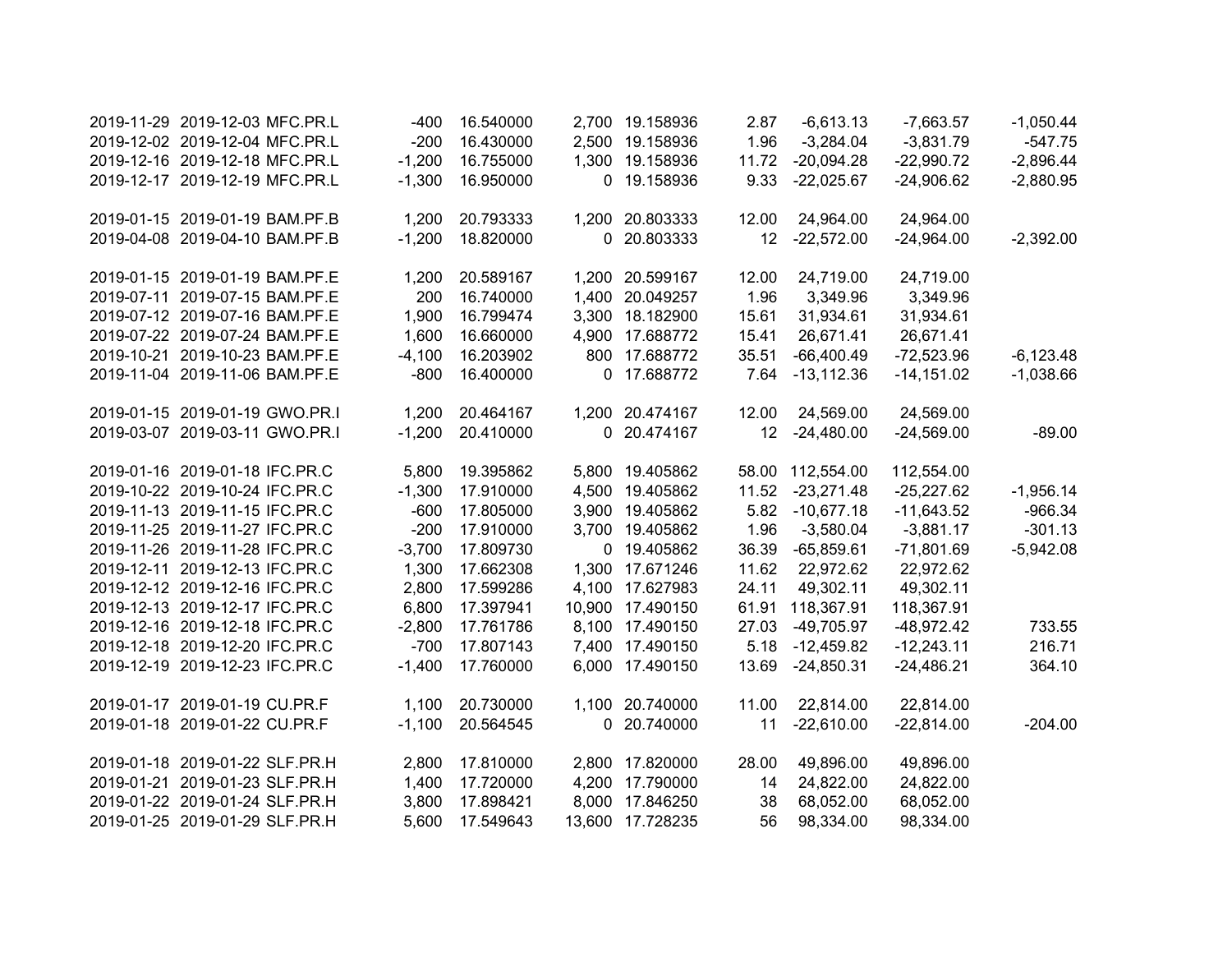| | | | | | | | | | | |
|---|---|---|---|---|---|---|---|---|---|---|
| 2019-11-29 | 2019-12-03 | MFC.PR.L | -400 | 16.540000 | 2,700 | 19.158936 | 2.87 | -6,613.13 | -7,663.57 | -1,050.44 |
| 2019-12-02 | 2019-12-04 | MFC.PR.L | -200 | 16.430000 | 2,500 | 19.158936 | 1.96 | -3,284.04 | -3,831.79 | -547.75 |
| 2019-12-16 | 2019-12-18 | MFC.PR.L | -1,200 | 16.755000 | 1,300 | 19.158936 | 11.72 | -20,094.28 | -22,990.72 | -2,896.44 |
| 2019-12-17 | 2019-12-19 | MFC.PR.L | -1,300 | 16.950000 | 0 | 19.158936 | 9.33 | -22,025.67 | -24,906.62 | -2,880.95 |
| | | | | | | | | | | |
| 2019-01-15 | 2019-01-19 | BAM.PF.B | 1,200 | 20.793333 | 1,200 | 20.803333 | 12.00 | 24,964.00 | 24,964.00 | |
| 2019-04-08 | 2019-04-10 | BAM.PF.B | -1,200 | 18.820000 | 0 | 20.803333 | 12 | -22,572.00 | -24,964.00 | -2,392.00 |
| | | | | | | | | | | |
| 2019-01-15 | 2019-01-19 | BAM.PF.E | 1,200 | 20.589167 | 1,200 | 20.599167 | 12.00 | 24,719.00 | 24,719.00 | |
| 2019-07-11 | 2019-07-15 | BAM.PF.E | 200 | 16.740000 | 1,400 | 20.049257 | 1.96 | 3,349.96 | 3,349.96 | |
| 2019-07-12 | 2019-07-16 | BAM.PF.E | 1,900 | 16.799474 | 3,300 | 18.182900 | 15.61 | 31,934.61 | 31,934.61 | |
| 2019-07-22 | 2019-07-24 | BAM.PF.E | 1,600 | 16.660000 | 4,900 | 17.688772 | 15.41 | 26,671.41 | 26,671.41 | |
| 2019-10-21 | 2019-10-23 | BAM.PF.E | -4,100 | 16.203902 | 800 | 17.688772 | 35.51 | -66,400.49 | -72,523.96 | -6,123.48 |
| 2019-11-04 | 2019-11-06 | BAM.PF.E | -800 | 16.400000 | 0 | 17.688772 | 7.64 | -13,112.36 | -14,151.02 | -1,038.66 |
| | | | | | | | | | | |
| 2019-01-15 | 2019-01-19 | GWO.PR.I | 1,200 | 20.464167 | 1,200 | 20.474167 | 12.00 | 24,569.00 | 24,569.00 | |
| 2019-03-07 | 2019-03-11 | GWO.PR.I | -1,200 | 20.410000 | 0 | 20.474167 | 12 | -24,480.00 | -24,569.00 | -89.00 |
| | | | | | | | | | | |
| 2019-01-16 | 2019-01-18 | IFC.PR.C | 5,800 | 19.395862 | 5,800 | 19.405862 | 58.00 | 112,554.00 | 112,554.00 | |
| 2019-10-22 | 2019-10-24 | IFC.PR.C | -1,300 | 17.910000 | 4,500 | 19.405862 | 11.52 | -23,271.48 | -25,227.62 | -1,956.14 |
| 2019-11-13 | 2019-11-15 | IFC.PR.C | -600 | 17.805000 | 3,900 | 19.405862 | 5.82 | -10,677.18 | -11,643.52 | -966.34 |
| 2019-11-25 | 2019-11-27 | IFC.PR.C | -200 | 17.910000 | 3,700 | 19.405862 | 1.96 | -3,580.04 | -3,881.17 | -301.13 |
| 2019-11-26 | 2019-11-28 | IFC.PR.C | -3,700 | 17.809730 | 0 | 19.405862 | 36.39 | -65,859.61 | -71,801.69 | -5,942.08 |
| 2019-12-11 | 2019-12-13 | IFC.PR.C | 1,300 | 17.662308 | 1,300 | 17.671246 | 11.62 | 22,972.62 | 22,972.62 | |
| 2019-12-12 | 2019-12-16 | IFC.PR.C | 2,800 | 17.599286 | 4,100 | 17.627983 | 24.11 | 49,302.11 | 49,302.11 | |
| 2019-12-13 | 2019-12-17 | IFC.PR.C | 6,800 | 17.397941 | 10,900 | 17.490150 | 61.91 | 118,367.91 | 118,367.91 | |
| 2019-12-16 | 2019-12-18 | IFC.PR.C | -2,800 | 17.761786 | 8,100 | 17.490150 | 27.03 | -49,705.97 | -48,972.42 | 733.55 |
| 2019-12-18 | 2019-12-20 | IFC.PR.C | -700 | 17.807143 | 7,400 | 17.490150 | 5.18 | -12,459.82 | -12,243.11 | 216.71 |
| 2019-12-19 | 2019-12-23 | IFC.PR.C | -1,400 | 17.760000 | 6,000 | 17.490150 | 13.69 | -24,850.31 | -24,486.21 | 364.10 |
| | | | | | | | | | | |
| 2019-01-17 | 2019-01-19 | CU.PR.F | 1,100 | 20.730000 | 1,100 | 20.740000 | 11.00 | 22,814.00 | 22,814.00 | |
| 2019-01-18 | 2019-01-22 | CU.PR.F | -1,100 | 20.564545 | 0 | 20.740000 | 11 | -22,610.00 | -22,814.00 | -204.00 |
| | | | | | | | | | | |
| 2019-01-18 | 2019-01-22 | SLF.PR.H | 2,800 | 17.810000 | 2,800 | 17.820000 | 28.00 | 49,896.00 | 49,896.00 | |
| 2019-01-21 | 2019-01-23 | SLF.PR.H | 1,400 | 17.720000 | 4,200 | 17.790000 | 14 | 24,822.00 | 24,822.00 | |
| 2019-01-22 | 2019-01-24 | SLF.PR.H | 3,800 | 17.898421 | 8,000 | 17.846250 | 38 | 68,052.00 | 68,052.00 | |
| 2019-01-25 | 2019-01-29 | SLF.PR.H | 5,600 | 17.549643 | 13,600 | 17.728235 | 56 | 98,334.00 | 98,334.00 | |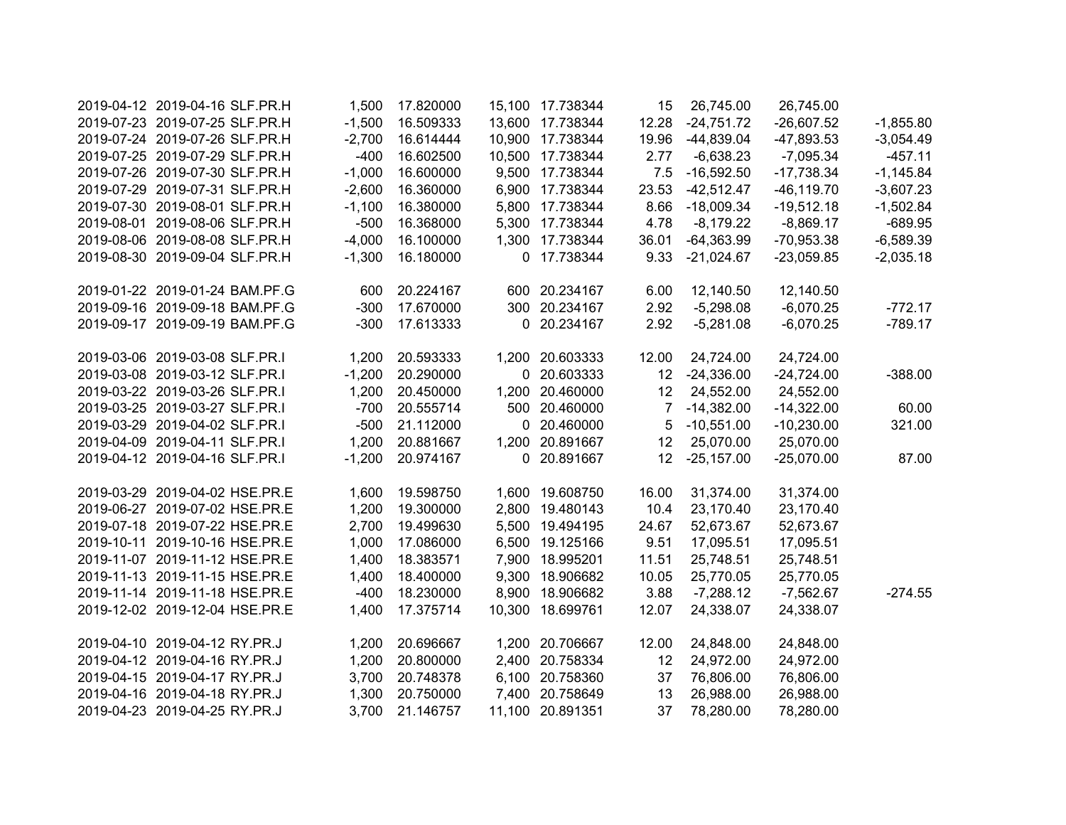| | | | | | | | | | | |
|---|---|---|---|---|---|---|---|---|---|---|
| 2019-04-12 | 2019-04-16 | SLF.PR.H | 1,500 | 17.820000 | 15,100 | 17.738344 | 15 | 26,745.00 | 26,745.00 | |
| 2019-07-23 | 2019-07-25 | SLF.PR.H | -1,500 | 16.509333 | 13,600 | 17.738344 | 12.28 | -24,751.72 | -26,607.52 | -1,855.80 |
| 2019-07-24 | 2019-07-26 | SLF.PR.H | -2,700 | 16.614444 | 10,900 | 17.738344 | 19.96 | -44,839.04 | -47,893.53 | -3,054.49 |
| 2019-07-25 | 2019-07-29 | SLF.PR.H | -400 | 16.602500 | 10,500 | 17.738344 | 2.77 | -6,638.23 | -7,095.34 | -457.11 |
| 2019-07-26 | 2019-07-30 | SLF.PR.H | -1,000 | 16.600000 | 9,500 | 17.738344 | 7.5 | -16,592.50 | -17,738.34 | -1,145.84 |
| 2019-07-29 | 2019-07-31 | SLF.PR.H | -2,600 | 16.360000 | 6,900 | 17.738344 | 23.53 | -42,512.47 | -46,119.70 | -3,607.23 |
| 2019-07-30 | 2019-08-01 | SLF.PR.H | -1,100 | 16.380000 | 5,800 | 17.738344 | 8.66 | -18,009.34 | -19,512.18 | -1,502.84 |
| 2019-08-01 | 2019-08-06 | SLF.PR.H | -500 | 16.368000 | 5,300 | 17.738344 | 4.78 | -8,179.22 | -8,869.17 | -689.95 |
| 2019-08-06 | 2019-08-08 | SLF.PR.H | -4,000 | 16.100000 | 1,300 | 17.738344 | 36.01 | -64,363.99 | -70,953.38 | -6,589.39 |
| 2019-08-30 | 2019-09-04 | SLF.PR.H | -1,300 | 16.180000 | 0 | 17.738344 | 9.33 | -21,024.67 | -23,059.85 | -2,035.18 |
| | | | | | | | | | | |
| 2019-01-22 | 2019-01-24 | BAM.PF.G | 600 | 20.224167 | 600 | 20.234167 | 6.00 | 12,140.50 | 12,140.50 | |
| 2019-09-16 | 2019-09-18 | BAM.PF.G | -300 | 17.670000 | 300 | 20.234167 | 2.92 | -5,298.08 | -6,070.25 | -772.17 |
| 2019-09-17 | 2019-09-19 | BAM.PF.G | -300 | 17.613333 | 0 | 20.234167 | 2.92 | -5,281.08 | -6,070.25 | -789.17 |
| | | | | | | | | | | |
| 2019-03-06 | 2019-03-08 | SLF.PR.I | 1,200 | 20.593333 | 1,200 | 20.603333 | 12.00 | 24,724.00 | 24,724.00 | |
| 2019-03-08 | 2019-03-12 | SLF.PR.I | -1,200 | 20.290000 | 0 | 20.603333 | 12 | -24,336.00 | -24,724.00 | -388.00 |
| 2019-03-22 | 2019-03-26 | SLF.PR.I | 1,200 | 20.450000 | 1,200 | 20.460000 | 12 | 24,552.00 | 24,552.00 | |
| 2019-03-25 | 2019-03-27 | SLF.PR.I | -700 | 20.555714 | 500 | 20.460000 | 7 | -14,382.00 | -14,322.00 | 60.00 |
| 2019-03-29 | 2019-04-02 | SLF.PR.I | -500 | 21.112000 | 0 | 20.460000 | 5 | -10,551.00 | -10,230.00 | 321.00 |
| 2019-04-09 | 2019-04-11 | SLF.PR.I | 1,200 | 20.881667 | 1,200 | 20.891667 | 12 | 25,070.00 | 25,070.00 | |
| 2019-04-12 | 2019-04-16 | SLF.PR.I | -1,200 | 20.974167 | 0 | 20.891667 | 12 | -25,157.00 | -25,070.00 | 87.00 |
| | | | | | | | | | | |
| 2019-03-29 | 2019-04-02 | HSE.PR.E | 1,600 | 19.598750 | 1,600 | 19.608750 | 16.00 | 31,374.00 | 31,374.00 | |
| 2019-06-27 | 2019-07-02 | HSE.PR.E | 1,200 | 19.300000 | 2,800 | 19.480143 | 10.4 | 23,170.40 | 23,170.40 | |
| 2019-07-18 | 2019-07-22 | HSE.PR.E | 2,700 | 19.499630 | 5,500 | 19.494195 | 24.67 | 52,673.67 | 52,673.67 | |
| 2019-10-11 | 2019-10-16 | HSE.PR.E | 1,000 | 17.086000 | 6,500 | 19.125166 | 9.51 | 17,095.51 | 17,095.51 | |
| 2019-11-07 | 2019-11-12 | HSE.PR.E | 1,400 | 18.383571 | 7,900 | 18.995201 | 11.51 | 25,748.51 | 25,748.51 | |
| 2019-11-13 | 2019-11-15 | HSE.PR.E | 1,400 | 18.400000 | 9,300 | 18.906682 | 10.05 | 25,770.05 | 25,770.05 | |
| 2019-11-14 | 2019-11-18 | HSE.PR.E | -400 | 18.230000 | 8,900 | 18.906682 | 3.88 | -7,288.12 | -7,562.67 | -274.55 |
| 2019-12-02 | 2019-12-04 | HSE.PR.E | 1,400 | 17.375714 | 10,300 | 18.699761 | 12.07 | 24,338.07 | 24,338.07 | |
| | | | | | | | | | | |
| 2019-04-10 | 2019-04-12 | RY.PR.J | 1,200 | 20.696667 | 1,200 | 20.706667 | 12.00 | 24,848.00 | 24,848.00 | |
| 2019-04-12 | 2019-04-16 | RY.PR.J | 1,200 | 20.800000 | 2,400 | 20.758334 | 12 | 24,972.00 | 24,972.00 | |
| 2019-04-15 | 2019-04-17 | RY.PR.J | 3,700 | 20.748378 | 6,100 | 20.758360 | 37 | 76,806.00 | 76,806.00 | |
| 2019-04-16 | 2019-04-18 | RY.PR.J | 1,300 | 20.750000 | 7,400 | 20.758649 | 13 | 26,988.00 | 26,988.00 | |
| 2019-04-23 | 2019-04-25 | RY.PR.J | 3,700 | 21.146757 | 11,100 | 20.891351 | 37 | 78,280.00 | 78,280.00 | |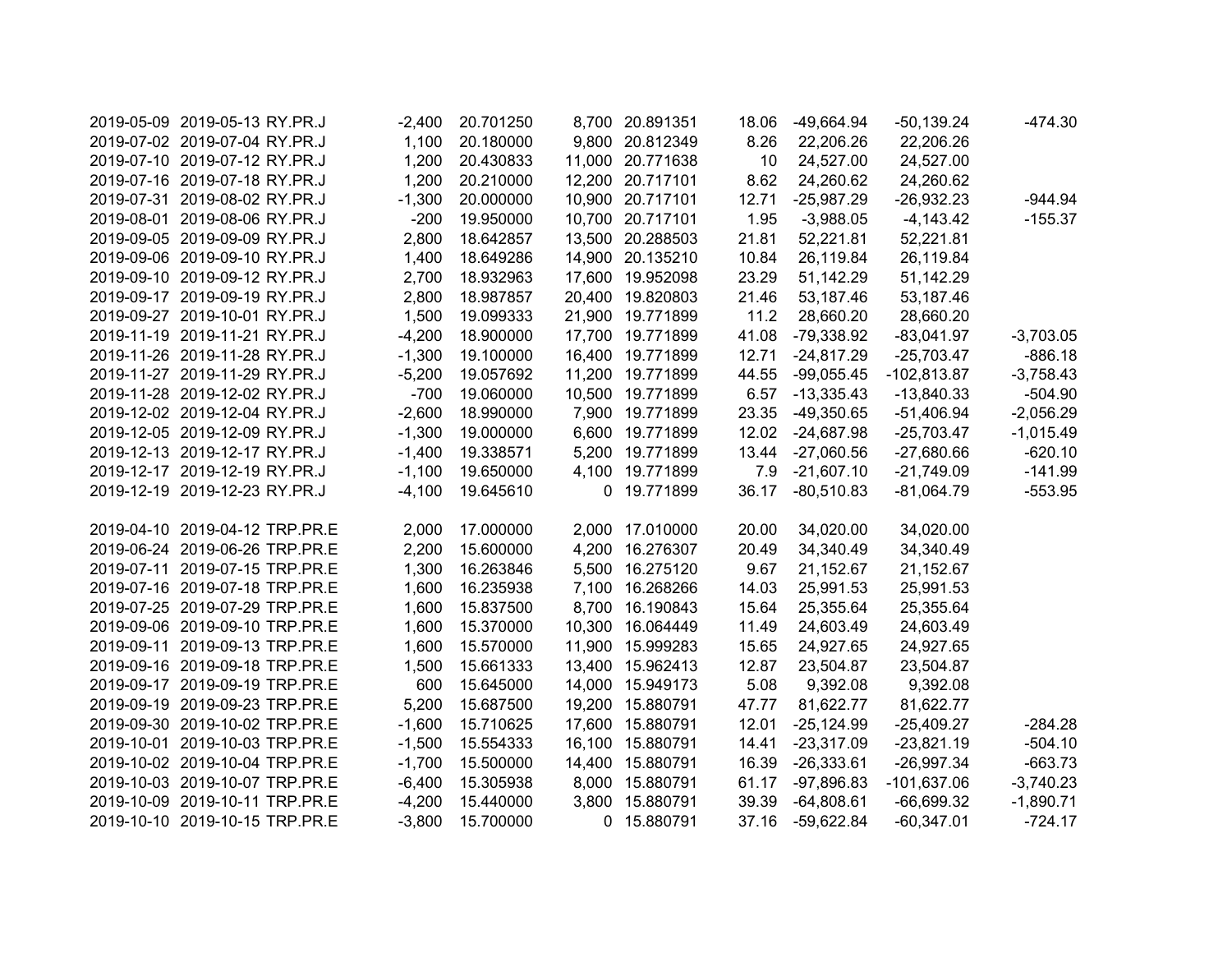| | | | | | | | | | | |
|---|---|---|---|---|---|---|---|---|---|---|
| 2019-05-09 | 2019-05-13 | RY.PR.J | -2,400 | 20.701250 | 8,700 | 20.891351 | 18.06 | -49,664.94 | -50,139.24 | -474.30 |
| 2019-07-02 | 2019-07-04 | RY.PR.J | 1,100 | 20.180000 | 9,800 | 20.812349 | 8.26 | 22,206.26 | 22,206.26 | |
| 2019-07-10 | 2019-07-12 | RY.PR.J | 1,200 | 20.430833 | 11,000 | 20.771638 | 10 | 24,527.00 | 24,527.00 | |
| 2019-07-16 | 2019-07-18 | RY.PR.J | 1,200 | 20.210000 | 12,200 | 20.717101 | 8.62 | 24,260.62 | 24,260.62 | |
| 2019-07-31 | 2019-08-02 | RY.PR.J | -1,300 | 20.000000 | 10,900 | 20.717101 | 12.71 | -25,987.29 | -26,932.23 | -944.94 |
| 2019-08-01 | 2019-08-06 | RY.PR.J | -200 | 19.950000 | 10,700 | 20.717101 | 1.95 | -3,988.05 | -4,143.42 | -155.37 |
| 2019-09-05 | 2019-09-09 | RY.PR.J | 2,800 | 18.642857 | 13,500 | 20.288503 | 21.81 | 52,221.81 | 52,221.81 | |
| 2019-09-06 | 2019-09-10 | RY.PR.J | 1,400 | 18.649286 | 14,900 | 20.135210 | 10.84 | 26,119.84 | 26,119.84 | |
| 2019-09-10 | 2019-09-12 | RY.PR.J | 2,700 | 18.932963 | 17,600 | 19.952098 | 23.29 | 51,142.29 | 51,142.29 | |
| 2019-09-17 | 2019-09-19 | RY.PR.J | 2,800 | 18.987857 | 20,400 | 19.820803 | 21.46 | 53,187.46 | 53,187.46 | |
| 2019-09-27 | 2019-10-01 | RY.PR.J | 1,500 | 19.099333 | 21,900 | 19.771899 | 11.2 | 28,660.20 | 28,660.20 | |
| 2019-11-19 | 2019-11-21 | RY.PR.J | -4,200 | 18.900000 | 17,700 | 19.771899 | 41.08 | -79,338.92 | -83,041.97 | -3,703.05 |
| 2019-11-26 | 2019-11-28 | RY.PR.J | -1,300 | 19.100000 | 16,400 | 19.771899 | 12.71 | -24,817.29 | -25,703.47 | -886.18 |
| 2019-11-27 | 2019-11-29 | RY.PR.J | -5,200 | 19.057692 | 11,200 | 19.771899 | 44.55 | -99,055.45 | -102,813.87 | -3,758.43 |
| 2019-11-28 | 2019-12-02 | RY.PR.J | -700 | 19.060000 | 10,500 | 19.771899 | 6.57 | -13,335.43 | -13,840.33 | -504.90 |
| 2019-12-02 | 2019-12-04 | RY.PR.J | -2,600 | 18.990000 | 7,900 | 19.771899 | 23.35 | -49,350.65 | -51,406.94 | -2,056.29 |
| 2019-12-05 | 2019-12-09 | RY.PR.J | -1,300 | 19.000000 | 6,600 | 19.771899 | 12.02 | -24,687.98 | -25,703.47 | -1,015.49 |
| 2019-12-13 | 2019-12-17 | RY.PR.J | -1,400 | 19.338571 | 5,200 | 19.771899 | 13.44 | -27,060.56 | -27,680.66 | -620.10 |
| 2019-12-17 | 2019-12-19 | RY.PR.J | -1,100 | 19.650000 | 4,100 | 19.771899 | 7.9 | -21,607.10 | -21,749.09 | -141.99 |
| 2019-12-19 | 2019-12-23 | RY.PR.J | -4,100 | 19.645610 | 0 | 19.771899 | 36.17 | -80,510.83 | -81,064.79 | -553.95 |
| | | | | | | | | | | |
| 2019-04-10 | 2019-04-12 | TRP.PR.E | 2,000 | 17.000000 | 2,000 | 17.010000 | 20.00 | 34,020.00 | 34,020.00 | |
| 2019-06-24 | 2019-06-26 | TRP.PR.E | 2,200 | 15.600000 | 4,200 | 16.276307 | 20.49 | 34,340.49 | 34,340.49 | |
| 2019-07-11 | 2019-07-15 | TRP.PR.E | 1,300 | 16.263846 | 5,500 | 16.275120 | 9.67 | 21,152.67 | 21,152.67 | |
| 2019-07-16 | 2019-07-18 | TRP.PR.E | 1,600 | 16.235938 | 7,100 | 16.268266 | 14.03 | 25,991.53 | 25,991.53 | |
| 2019-07-25 | 2019-07-29 | TRP.PR.E | 1,600 | 15.837500 | 8,700 | 16.190843 | 15.64 | 25,355.64 | 25,355.64 | |
| 2019-09-06 | 2019-09-10 | TRP.PR.E | 1,600 | 15.370000 | 10,300 | 16.064449 | 11.49 | 24,603.49 | 24,603.49 | |
| 2019-09-11 | 2019-09-13 | TRP.PR.E | 1,600 | 15.570000 | 11,900 | 15.999283 | 15.65 | 24,927.65 | 24,927.65 | |
| 2019-09-16 | 2019-09-18 | TRP.PR.E | 1,500 | 15.661333 | 13,400 | 15.962413 | 12.87 | 23,504.87 | 23,504.87 | |
| 2019-09-17 | 2019-09-19 | TRP.PR.E | 600 | 15.645000 | 14,000 | 15.949173 | 5.08 | 9,392.08 | 9,392.08 | |
| 2019-09-19 | 2019-09-23 | TRP.PR.E | 5,200 | 15.687500 | 19,200 | 15.880791 | 47.77 | 81,622.77 | 81,622.77 | |
| 2019-09-30 | 2019-10-02 | TRP.PR.E | -1,600 | 15.710625 | 17,600 | 15.880791 | 12.01 | -25,124.99 | -25,409.27 | -284.28 |
| 2019-10-01 | 2019-10-03 | TRP.PR.E | -1,500 | 15.554333 | 16,100 | 15.880791 | 14.41 | -23,317.09 | -23,821.19 | -504.10 |
| 2019-10-02 | 2019-10-04 | TRP.PR.E | -1,700 | 15.500000 | 14,400 | 15.880791 | 16.39 | -26,333.61 | -26,997.34 | -663.73 |
| 2019-10-03 | 2019-10-07 | TRP.PR.E | -6,400 | 15.305938 | 8,000 | 15.880791 | 61.17 | -97,896.83 | -101,637.06 | -3,740.23 |
| 2019-10-09 | 2019-10-11 | TRP.PR.E | -4,200 | 15.440000 | 3,800 | 15.880791 | 39.39 | -64,808.61 | -66,699.32 | -1,890.71 |
| 2019-10-10 | 2019-10-15 | TRP.PR.E | -3,800 | 15.700000 | 0 | 15.880791 | 37.16 | -59,622.84 | -60,347.01 | -724.17 |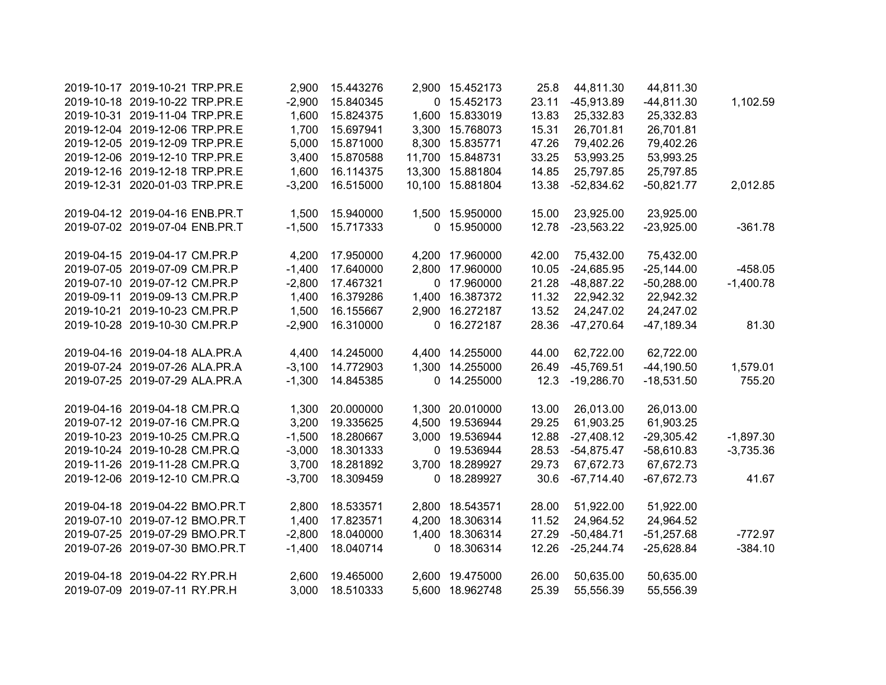| | | | | | | | | | | |
|---|---|---|---|---|---|---|---|---|---|---|
| 2019-10-17 | 2019-10-21 | TRP.PR.E | 2,900 | 15.443276 | 2,900 | 15.452173 | 25.8 | 44,811.30 | 44,811.30 | |
| 2019-10-18 | 2019-10-22 | TRP.PR.E | -2,900 | 15.840345 | 0 | 15.452173 | 23.11 | -45,913.89 | -44,811.30 | 1,102.59 |
| 2019-10-31 | 2019-11-04 | TRP.PR.E | 1,600 | 15.824375 | 1,600 | 15.833019 | 13.83 | 25,332.83 | 25,332.83 | |
| 2019-12-04 | 2019-12-06 | TRP.PR.E | 1,700 | 15.697941 | 3,300 | 15.768073 | 15.31 | 26,701.81 | 26,701.81 | |
| 2019-12-05 | 2019-12-09 | TRP.PR.E | 5,000 | 15.871000 | 8,300 | 15.835771 | 47.26 | 79,402.26 | 79,402.26 | |
| 2019-12-06 | 2019-12-10 | TRP.PR.E | 3,400 | 15.870588 | 11,700 | 15.848731 | 33.25 | 53,993.25 | 53,993.25 | |
| 2019-12-16 | 2019-12-18 | TRP.PR.E | 1,600 | 16.114375 | 13,300 | 15.881804 | 14.85 | 25,797.85 | 25,797.85 | |
| 2019-12-31 | 2020-01-03 | TRP.PR.E | -3,200 | 16.515000 | 10,100 | 15.881804 | 13.38 | -52,834.62 | -50,821.77 | 2,012.85 |
| | | | | | | | | | | |
| 2019-04-12 | 2019-04-16 | ENB.PR.T | 1,500 | 15.940000 | 1,500 | 15.950000 | 15.00 | 23,925.00 | 23,925.00 | |
| 2019-07-02 | 2019-07-04 | ENB.PR.T | -1,500 | 15.717333 | 0 | 15.950000 | 12.78 | -23,563.22 | -23,925.00 | -361.78 |
| | | | | | | | | | | |
| 2019-04-15 | 2019-04-17 | CM.PR.P | 4,200 | 17.950000 | 4,200 | 17.960000 | 42.00 | 75,432.00 | 75,432.00 | |
| 2019-07-05 | 2019-07-09 | CM.PR.P | -1,400 | 17.640000 | 2,800 | 17.960000 | 10.05 | -24,685.95 | -25,144.00 | -458.05 |
| 2019-07-10 | 2019-07-12 | CM.PR.P | -2,800 | 17.467321 | 0 | 17.960000 | 21.28 | -48,887.22 | -50,288.00 | -1,400.78 |
| 2019-09-11 | 2019-09-13 | CM.PR.P | 1,400 | 16.379286 | 1,400 | 16.387372 | 11.32 | 22,942.32 | 22,942.32 | |
| 2019-10-21 | 2019-10-23 | CM.PR.P | 1,500 | 16.155667 | 2,900 | 16.272187 | 13.52 | 24,247.02 | 24,247.02 | |
| 2019-10-28 | 2019-10-30 | CM.PR.P | -2,900 | 16.310000 | 0 | 16.272187 | 28.36 | -47,270.64 | -47,189.34 | 81.30 |
| | | | | | | | | | | |
| 2019-04-16 | 2019-04-18 | ALA.PR.A | 4,400 | 14.245000 | 4,400 | 14.255000 | 44.00 | 62,722.00 | 62,722.00 | |
| 2019-07-24 | 2019-07-26 | ALA.PR.A | -3,100 | 14.772903 | 1,300 | 14.255000 | 26.49 | -45,769.51 | -44,190.50 | 1,579.01 |
| 2019-07-25 | 2019-07-29 | ALA.PR.A | -1,300 | 14.845385 | 0 | 14.255000 | 12.3 | -19,286.70 | -18,531.50 | 755.20 |
| | | | | | | | | | | |
| 2019-04-16 | 2019-04-18 | CM.PR.Q | 1,300 | 20.000000 | 1,300 | 20.010000 | 13.00 | 26,013.00 | 26,013.00 | |
| 2019-07-12 | 2019-07-16 | CM.PR.Q | 3,200 | 19.335625 | 4,500 | 19.536944 | 29.25 | 61,903.25 | 61,903.25 | |
| 2019-10-23 | 2019-10-25 | CM.PR.Q | -1,500 | 18.280667 | 3,000 | 19.536944 | 12.88 | -27,408.12 | -29,305.42 | -1,897.30 |
| 2019-10-24 | 2019-10-28 | CM.PR.Q | -3,000 | 18.301333 | 0 | 19.536944 | 28.53 | -54,875.47 | -58,610.83 | -3,735.36 |
| 2019-11-26 | 2019-11-28 | CM.PR.Q | 3,700 | 18.281892 | 3,700 | 18.289927 | 29.73 | 67,672.73 | 67,672.73 | |
| 2019-12-06 | 2019-12-10 | CM.PR.Q | -3,700 | 18.309459 | 0 | 18.289927 | 30.6 | -67,714.40 | -67,672.73 | 41.67 |
| | | | | | | | | | | |
| 2019-04-18 | 2019-04-22 | BMO.PR.T | 2,800 | 18.533571 | 2,800 | 18.543571 | 28.00 | 51,922.00 | 51,922.00 | |
| 2019-07-10 | 2019-07-12 | BMO.PR.T | 1,400 | 17.823571 | 4,200 | 18.306314 | 11.52 | 24,964.52 | 24,964.52 | |
| 2019-07-25 | 2019-07-29 | BMO.PR.T | -2,800 | 18.040000 | 1,400 | 18.306314 | 27.29 | -50,484.71 | -51,257.68 | -772.97 |
| 2019-07-26 | 2019-07-30 | BMO.PR.T | -1,400 | 18.040714 | 0 | 18.306314 | 12.26 | -25,244.74 | -25,628.84 | -384.10 |
| | | | | | | | | | | |
| 2019-04-18 | 2019-04-22 | RY.PR.H | 2,600 | 19.465000 | 2,600 | 19.475000 | 26.00 | 50,635.00 | 50,635.00 | |
| 2019-07-09 | 2019-07-11 | RY.PR.H | 3,000 | 18.510333 | 5,600 | 18.962748 | 25.39 | 55,556.39 | 55,556.39 | |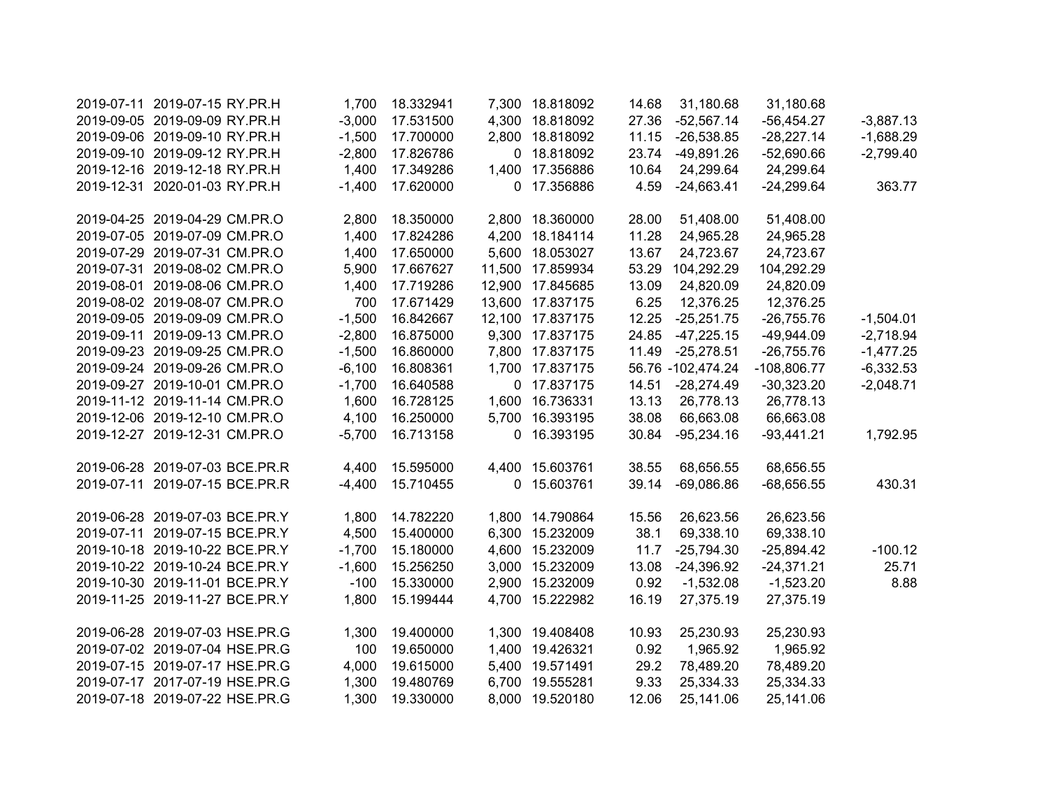| | | | | | | | | | | |
|---|---|---|---|---|---|---|---|---|---|---|
| 2019-07-11 | 2019-07-15 | RY.PR.H | 1,700 | 18.332941 | 7,300 | 18.818092 | 14.68 | 31,180.68 | 31,180.68 | |
| 2019-09-05 | 2019-09-09 | RY.PR.H | -3,000 | 17.531500 | 4,300 | 18.818092 | 27.36 | -52,567.14 | -56,454.27 | -3,887.13 |
| 2019-09-06 | 2019-09-10 | RY.PR.H | -1,500 | 17.700000 | 2,800 | 18.818092 | 11.15 | -26,538.85 | -28,227.14 | -1,688.29 |
| 2019-09-10 | 2019-09-12 | RY.PR.H | -2,800 | 17.826786 | 0 | 18.818092 | 23.74 | -49,891.26 | -52,690.66 | -2,799.40 |
| 2019-12-16 | 2019-12-18 | RY.PR.H | 1,400 | 17.349286 | 1,400 | 17.356886 | 10.64 | 24,299.64 | 24,299.64 | |
| 2019-12-31 | 2020-01-03 | RY.PR.H | -1,400 | 17.620000 | 0 | 17.356886 | 4.59 | -24,663.41 | -24,299.64 | 363.77 |
| | | | | | | | | | | |
| 2019-04-25 | 2019-04-29 | CM.PR.O | 2,800 | 18.350000 | 2,800 | 18.360000 | 28.00 | 51,408.00 | 51,408.00 | |
| 2019-07-05 | 2019-07-09 | CM.PR.O | 1,400 | 17.824286 | 4,200 | 18.184114 | 11.28 | 24,965.28 | 24,965.28 | |
| 2019-07-29 | 2019-07-31 | CM.PR.O | 1,400 | 17.650000 | 5,600 | 18.053027 | 13.67 | 24,723.67 | 24,723.67 | |
| 2019-07-31 | 2019-08-02 | CM.PR.O | 5,900 | 17.667627 | 11,500 | 17.859934 | 53.29 | 104,292.29 | 104,292.29 | |
| 2019-08-01 | 2019-08-06 | CM.PR.O | 1,400 | 17.719286 | 12,900 | 17.845685 | 13.09 | 24,820.09 | 24,820.09 | |
| 2019-08-02 | 2019-08-07 | CM.PR.O | 700 | 17.671429 | 13,600 | 17.837175 | 6.25 | 12,376.25 | 12,376.25 | |
| 2019-09-05 | 2019-09-09 | CM.PR.O | -1,500 | 16.842667 | 12,100 | 17.837175 | 12.25 | -25,251.75 | -26,755.76 | -1,504.01 |
| 2019-09-11 | 2019-09-13 | CM.PR.O | -2,800 | 16.875000 | 9,300 | 17.837175 | 24.85 | -47,225.15 | -49,944.09 | -2,718.94 |
| 2019-09-23 | 2019-09-25 | CM.PR.O | -1,500 | 16.860000 | 7,800 | 17.837175 | 11.49 | -25,278.51 | -26,755.76 | -1,477.25 |
| 2019-09-24 | 2019-09-26 | CM.PR.O | -6,100 | 16.808361 | 1,700 | 17.837175 | 56.76 | -102,474.24 | -108,806.77 | -6,332.53 |
| 2019-09-27 | 2019-10-01 | CM.PR.O | -1,700 | 16.640588 | 0 | 17.837175 | 14.51 | -28,274.49 | -30,323.20 | -2,048.71 |
| 2019-11-12 | 2019-11-14 | CM.PR.O | 1,600 | 16.728125 | 1,600 | 16.736331 | 13.13 | 26,778.13 | 26,778.13 | |
| 2019-12-06 | 2019-12-10 | CM.PR.O | 4,100 | 16.250000 | 5,700 | 16.393195 | 38.08 | 66,663.08 | 66,663.08 | |
| 2019-12-27 | 2019-12-31 | CM.PR.O | -5,700 | 16.713158 | 0 | 16.393195 | 30.84 | -95,234.16 | -93,441.21 | 1,792.95 |
| | | | | | | | | | | |
| 2019-06-28 | 2019-07-03 | BCE.PR.R | 4,400 | 15.595000 | 4,400 | 15.603761 | 38.55 | 68,656.55 | 68,656.55 | |
| 2019-07-11 | 2019-07-15 | BCE.PR.R | -4,400 | 15.710455 | 0 | 15.603761 | 39.14 | -69,086.86 | -68,656.55 | 430.31 |
| | | | | | | | | | | |
| 2019-06-28 | 2019-07-03 | BCE.PR.Y | 1,800 | 14.782220 | 1,800 | 14.790864 | 15.56 | 26,623.56 | 26,623.56 | |
| 2019-07-11 | 2019-07-15 | BCE.PR.Y | 4,500 | 15.400000 | 6,300 | 15.232009 | 38.1 | 69,338.10 | 69,338.10 | |
| 2019-10-18 | 2019-10-22 | BCE.PR.Y | -1,700 | 15.180000 | 4,600 | 15.232009 | 11.7 | -25,794.30 | -25,894.42 | -100.12 |
| 2019-10-22 | 2019-10-24 | BCE.PR.Y | -1,600 | 15.256250 | 3,000 | 15.232009 | 13.08 | -24,396.92 | -24,371.21 | 25.71 |
| 2019-10-30 | 2019-11-01 | BCE.PR.Y | -100 | 15.330000 | 2,900 | 15.232009 | 0.92 | -1,532.08 | -1,523.20 | 8.88 |
| 2019-11-25 | 2019-11-27 | BCE.PR.Y | 1,800 | 15.199444 | 4,700 | 15.222982 | 16.19 | 27,375.19 | 27,375.19 | |
| | | | | | | | | | | |
| 2019-06-28 | 2019-07-03 | HSE.PR.G | 1,300 | 19.400000 | 1,300 | 19.408408 | 10.93 | 25,230.93 | 25,230.93 | |
| 2019-07-02 | 2019-07-04 | HSE.PR.G | 100 | 19.650000 | 1,400 | 19.426321 | 0.92 | 1,965.92 | 1,965.92 | |
| 2019-07-15 | 2019-07-17 | HSE.PR.G | 4,000 | 19.615000 | 5,400 | 19.571491 | 29.2 | 78,489.20 | 78,489.20 | |
| 2019-07-17 | 2017-07-19 | HSE.PR.G | 1,300 | 19.480769 | 6,700 | 19.555281 | 9.33 | 25,334.33 | 25,334.33 | |
| 2019-07-18 | 2019-07-22 | HSE.PR.G | 1,300 | 19.330000 | 8,000 | 19.520180 | 12.06 | 25,141.06 | 25,141.06 | |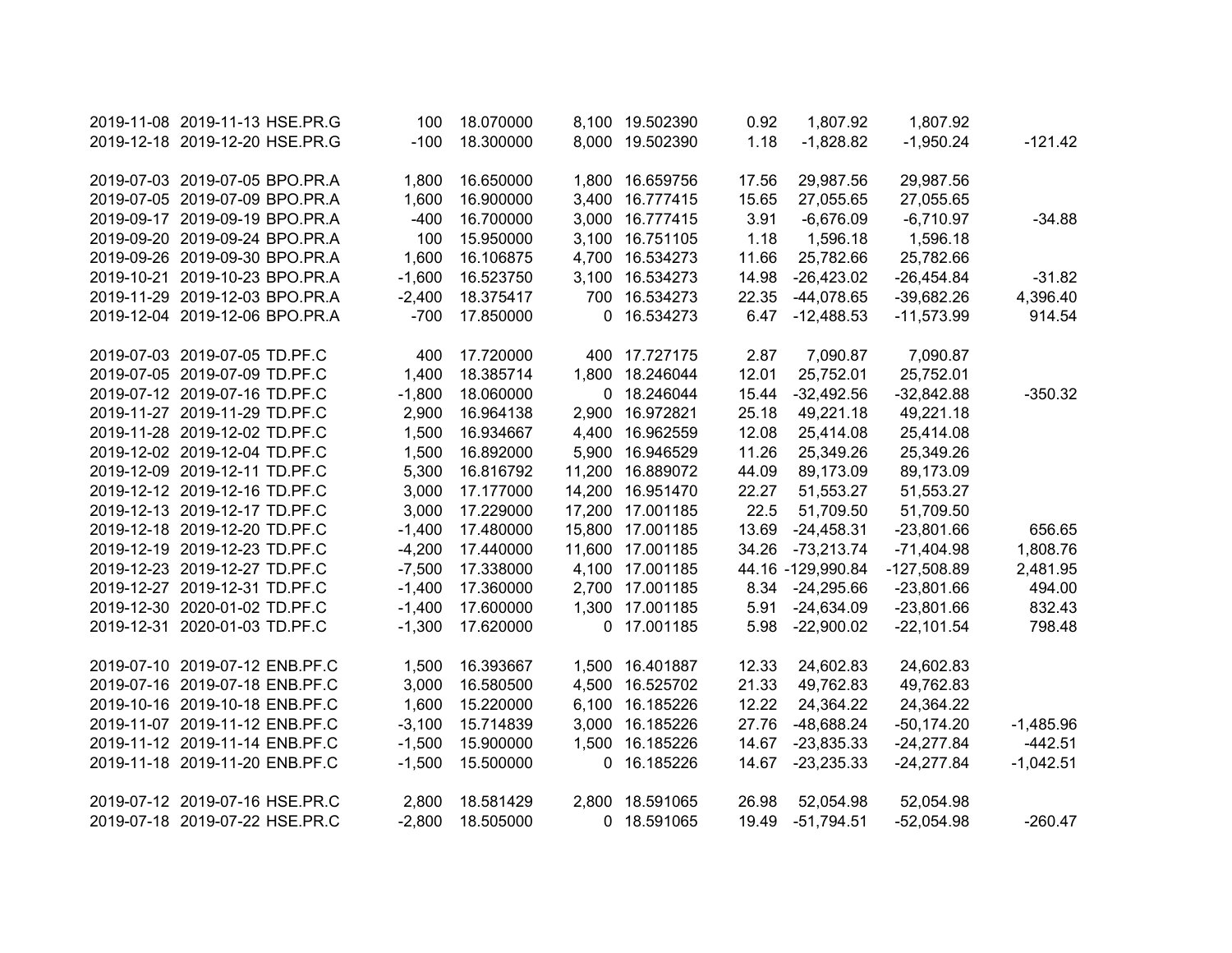| | | | | | | | | | | |
|---|---|---|---|---|---|---|---|---|---|---|
| 2019-11-08 | 2019-11-13 | HSE.PR.G | 100 | 18.070000 | 8,100 | 19.502390 | 0.92 | 1,807.92 | 1,807.92 | |
| 2019-12-18 | 2019-12-20 | HSE.PR.G | -100 | 18.300000 | 8,000 | 19.502390 | 1.18 | -1,828.82 | -1,950.24 | -121.42 |
| | | | | | | | | | | |
| 2019-07-03 | 2019-07-05 | BPO.PR.A | 1,800 | 16.650000 | 1,800 | 16.659756 | 17.56 | 29,987.56 | 29,987.56 | |
| 2019-07-05 | 2019-07-09 | BPO.PR.A | 1,600 | 16.900000 | 3,400 | 16.777415 | 15.65 | 27,055.65 | 27,055.65 | |
| 2019-09-17 | 2019-09-19 | BPO.PR.A | -400 | 16.700000 | 3,000 | 16.777415 | 3.91 | -6,676.09 | -6,710.97 | -34.88 |
| 2019-09-20 | 2019-09-24 | BPO.PR.A | 100 | 15.950000 | 3,100 | 16.751105 | 1.18 | 1,596.18 | 1,596.18 | |
| 2019-09-26 | 2019-09-30 | BPO.PR.A | 1,600 | 16.106875 | 4,700 | 16.534273 | 11.66 | 25,782.66 | 25,782.66 | |
| 2019-10-21 | 2019-10-23 | BPO.PR.A | -1,600 | 16.523750 | 3,100 | 16.534273 | 14.98 | -26,423.02 | -26,454.84 | -31.82 |
| 2019-11-29 | 2019-12-03 | BPO.PR.A | -2,400 | 18.375417 | 700 | 16.534273 | 22.35 | -44,078.65 | -39,682.26 | 4,396.40 |
| 2019-12-04 | 2019-12-06 | BPO.PR.A | -700 | 17.850000 | 0 | 16.534273 | 6.47 | -12,488.53 | -11,573.99 | 914.54 |
| | | | | | | | | | | |
| 2019-07-03 | 2019-07-05 | TD.PF.C | 400 | 17.720000 | 400 | 17.727175 | 2.87 | 7,090.87 | 7,090.87 | |
| 2019-07-05 | 2019-07-09 | TD.PF.C | 1,400 | 18.385714 | 1,800 | 18.246044 | 12.01 | 25,752.01 | 25,752.01 | |
| 2019-07-12 | 2019-07-16 | TD.PF.C | -1,800 | 18.060000 | 0 | 18.246044 | 15.44 | -32,492.56 | -32,842.88 | -350.32 |
| 2019-11-27 | 2019-11-29 | TD.PF.C | 2,900 | 16.964138 | 2,900 | 16.972821 | 25.18 | 49,221.18 | 49,221.18 | |
| 2019-11-28 | 2019-12-02 | TD.PF.C | 1,500 | 16.934667 | 4,400 | 16.962559 | 12.08 | 25,414.08 | 25,414.08 | |
| 2019-12-02 | 2019-12-04 | TD.PF.C | 1,500 | 16.892000 | 5,900 | 16.946529 | 11.26 | 25,349.26 | 25,349.26 | |
| 2019-12-09 | 2019-12-11 | TD.PF.C | 5,300 | 16.816792 | 11,200 | 16.889072 | 44.09 | 89,173.09 | 89,173.09 | |
| 2019-12-12 | 2019-12-16 | TD.PF.C | 3,000 | 17.177000 | 14,200 | 16.951470 | 22.27 | 51,553.27 | 51,553.27 | |
| 2019-12-13 | 2019-12-17 | TD.PF.C | 3,000 | 17.229000 | 17,200 | 17.001185 | 22.5 | 51,709.50 | 51,709.50 | |
| 2019-12-18 | 2019-12-20 | TD.PF.C | -1,400 | 17.480000 | 15,800 | 17.001185 | 13.69 | -24,458.31 | -23,801.66 | 656.65 |
| 2019-12-19 | 2019-12-23 | TD.PF.C | -4,200 | 17.440000 | 11,600 | 17.001185 | 34.26 | -73,213.74 | -71,404.98 | 1,808.76 |
| 2019-12-23 | 2019-12-27 | TD.PF.C | -7,500 | 17.338000 | 4,100 | 17.001185 | 44.16 | -129,990.84 | -127,508.89 | 2,481.95 |
| 2019-12-27 | 2019-12-31 | TD.PF.C | -1,400 | 17.360000 | 2,700 | 17.001185 | 8.34 | -24,295.66 | -23,801.66 | 494.00 |
| 2019-12-30 | 2020-01-02 | TD.PF.C | -1,400 | 17.600000 | 1,300 | 17.001185 | 5.91 | -24,634.09 | -23,801.66 | 832.43 |
| 2019-12-31 | 2020-01-03 | TD.PF.C | -1,300 | 17.620000 | 0 | 17.001185 | 5.98 | -22,900.02 | -22,101.54 | 798.48 |
| | | | | | | | | | | |
| 2019-07-10 | 2019-07-12 | ENB.PF.C | 1,500 | 16.393667 | 1,500 | 16.401887 | 12.33 | 24,602.83 | 24,602.83 | |
| 2019-07-16 | 2019-07-18 | ENB.PF.C | 3,000 | 16.580500 | 4,500 | 16.525702 | 21.33 | 49,762.83 | 49,762.83 | |
| 2019-10-16 | 2019-10-18 | ENB.PF.C | 1,600 | 15.220000 | 6,100 | 16.185226 | 12.22 | 24,364.22 | 24,364.22 | |
| 2019-11-07 | 2019-11-12 | ENB.PF.C | -3,100 | 15.714839 | 3,000 | 16.185226 | 27.76 | -48,688.24 | -50,174.20 | -1,485.96 |
| 2019-11-12 | 2019-11-14 | ENB.PF.C | -1,500 | 15.900000 | 1,500 | 16.185226 | 14.67 | -23,835.33 | -24,277.84 | -442.51 |
| 2019-11-18 | 2019-11-20 | ENB.PF.C | -1,500 | 15.500000 | 0 | 16.185226 | 14.67 | -23,235.33 | -24,277.84 | -1,042.51 |
| | | | | | | | | | | |
| 2019-07-12 | 2019-07-16 | HSE.PR.C | 2,800 | 18.581429 | 2,800 | 18.591065 | 26.98 | 52,054.98 | 52,054.98 | |
| 2019-07-18 | 2019-07-22 | HSE.PR.C | -2,800 | 18.505000 | 0 | 18.591065 | 19.49 | -51,794.51 | -52,054.98 | -260.47 |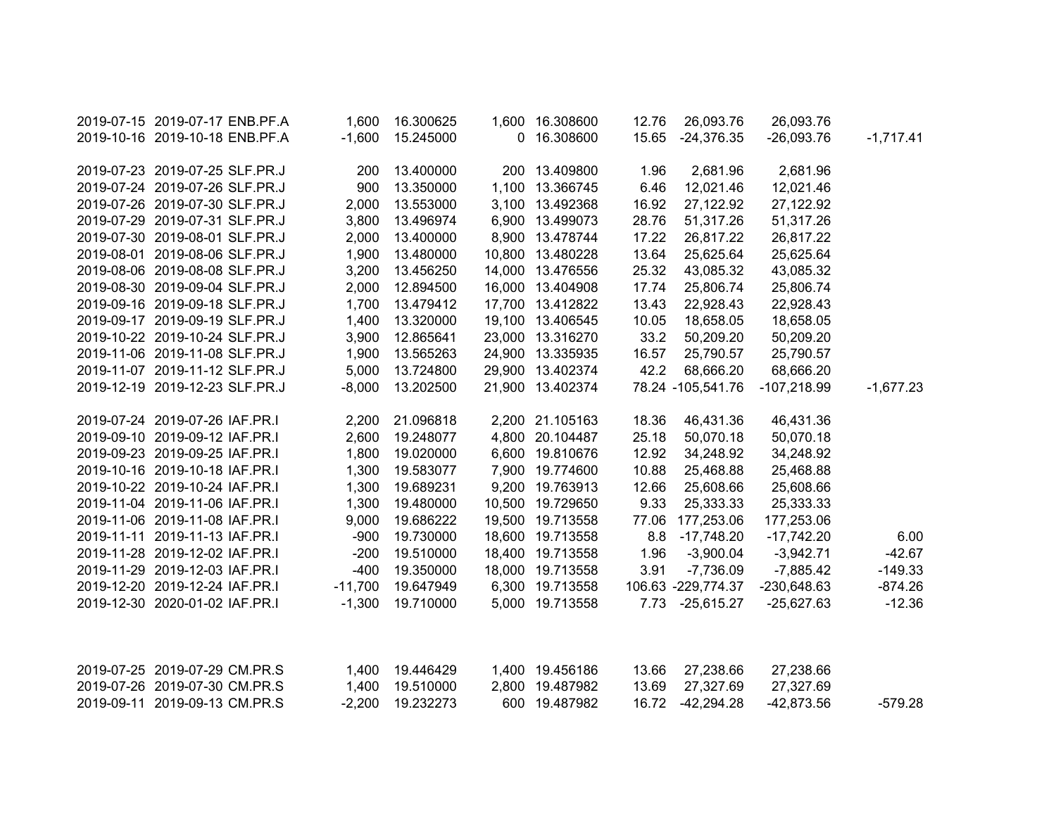| | | | | | | | | | | |
|---|---|---|---|---|---|---|---|---|---|---|
| 2019-07-15 | 2019-07-17 | ENB.PF.A | 1,600 | 16.300625 | 1,600 | 16.308600 | 12.76 | 26,093.76 | 26,093.76 | |
| 2019-10-16 | 2019-10-18 | ENB.PF.A | -1,600 | 15.245000 | 0 | 16.308600 | 15.65 | -24,376.35 | -26,093.76 | -1,717.41 |
| | | | | | | | | | | |
| 2019-07-23 | 2019-07-25 | SLF.PR.J | 200 | 13.400000 | 200 | 13.409800 | 1.96 | 2,681.96 | 2,681.96 | |
| 2019-07-24 | 2019-07-26 | SLF.PR.J | 900 | 13.350000 | 1,100 | 13.366745 | 6.46 | 12,021.46 | 12,021.46 | |
| 2019-07-26 | 2019-07-30 | SLF.PR.J | 2,000 | 13.553000 | 3,100 | 13.492368 | 16.92 | 27,122.92 | 27,122.92 | |
| 2019-07-29 | 2019-07-31 | SLF.PR.J | 3,800 | 13.496974 | 6,900 | 13.499073 | 28.76 | 51,317.26 | 51,317.26 | |
| 2019-07-30 | 2019-08-01 | SLF.PR.J | 2,000 | 13.400000 | 8,900 | 13.478744 | 17.22 | 26,817.22 | 26,817.22 | |
| 2019-08-01 | 2019-08-06 | SLF.PR.J | 1,900 | 13.480000 | 10,800 | 13.480228 | 13.64 | 25,625.64 | 25,625.64 | |
| 2019-08-06 | 2019-08-08 | SLF.PR.J | 3,200 | 13.456250 | 14,000 | 13.476556 | 25.32 | 43,085.32 | 43,085.32 | |
| 2019-08-30 | 2019-09-04 | SLF.PR.J | 2,000 | 12.894500 | 16,000 | 13.404908 | 17.74 | 25,806.74 | 25,806.74 | |
| 2019-09-16 | 2019-09-18 | SLF.PR.J | 1,700 | 13.479412 | 17,700 | 13.412822 | 13.43 | 22,928.43 | 22,928.43 | |
| 2019-09-17 | 2019-09-19 | SLF.PR.J | 1,400 | 13.320000 | 19,100 | 13.406545 | 10.05 | 18,658.05 | 18,658.05 | |
| 2019-10-22 | 2019-10-24 | SLF.PR.J | 3,900 | 12.865641 | 23,000 | 13.316270 | 33.2 | 50,209.20 | 50,209.20 | |
| 2019-11-06 | 2019-11-08 | SLF.PR.J | 1,900 | 13.565263 | 24,900 | 13.335935 | 16.57 | 25,790.57 | 25,790.57 | |
| 2019-11-07 | 2019-11-12 | SLF.PR.J | 5,000 | 13.724800 | 29,900 | 13.402374 | 42.2 | 68,666.20 | 68,666.20 | |
| 2019-12-19 | 2019-12-23 | SLF.PR.J | -8,000 | 13.202500 | 21,900 | 13.402374 | 78.24 | -105,541.76 | -107,218.99 | -1,677.23 |
| | | | | | | | | | | |
| 2019-07-24 | 2019-07-26 | IAF.PR.I | 2,200 | 21.096818 | 2,200 | 21.105163 | 18.36 | 46,431.36 | 46,431.36 | |
| 2019-09-10 | 2019-09-12 | IAF.PR.I | 2,600 | 19.248077 | 4,800 | 20.104487 | 25.18 | 50,070.18 | 50,070.18 | |
| 2019-09-23 | 2019-09-25 | IAF.PR.I | 1,800 | 19.020000 | 6,600 | 19.810676 | 12.92 | 34,248.92 | 34,248.92 | |
| 2019-10-16 | 2019-10-18 | IAF.PR.I | 1,300 | 19.583077 | 7,900 | 19.774600 | 10.88 | 25,468.88 | 25,468.88 | |
| 2019-10-22 | 2019-10-24 | IAF.PR.I | 1,300 | 19.689231 | 9,200 | 19.763913 | 12.66 | 25,608.66 | 25,608.66 | |
| 2019-11-04 | 2019-11-06 | IAF.PR.I | 1,300 | 19.480000 | 10,500 | 19.729650 | 9.33 | 25,333.33 | 25,333.33 | |
| 2019-11-06 | 2019-11-08 | IAF.PR.I | 9,000 | 19.686222 | 19,500 | 19.713558 | 77.06 | 177,253.06 | 177,253.06 | |
| 2019-11-11 | 2019-11-13 | IAF.PR.I | -900 | 19.730000 | 18,600 | 19.713558 | 8.8 | -17,748.20 | -17,742.20 | 6.00 |
| 2019-11-28 | 2019-12-02 | IAF.PR.I | -200 | 19.510000 | 18,400 | 19.713558 | 1.96 | -3,900.04 | -3,942.71 | -42.67 |
| 2019-11-29 | 2019-12-03 | IAF.PR.I | -400 | 19.350000 | 18,000 | 19.713558 | 3.91 | -7,736.09 | -7,885.42 | -149.33 |
| 2019-12-20 | 2019-12-24 | IAF.PR.I | -11,700 | 19.647949 | 6,300 | 19.713558 | 106.63 | -229,774.37 | -230,648.63 | -874.26 |
| 2019-12-30 | 2020-01-02 | IAF.PR.I | -1,300 | 19.710000 | 5,000 | 19.713558 | 7.73 | -25,615.27 | -25,627.63 | -12.36 |
| | | | | | | | | | | |
| 2019-07-25 | 2019-07-29 | CM.PR.S | 1,400 | 19.446429 | 1,400 | 19.456186 | 13.66 | 27,238.66 | 27,238.66 | |
| 2019-07-26 | 2019-07-30 | CM.PR.S | 1,400 | 19.510000 | 2,800 | 19.487982 | 13.69 | 27,327.69 | 27,327.69 | |
| 2019-09-11 | 2019-09-13 | CM.PR.S | -2,200 | 19.232273 | 600 | 19.487982 | 16.72 | -42,294.28 | -42,873.56 | -579.28 |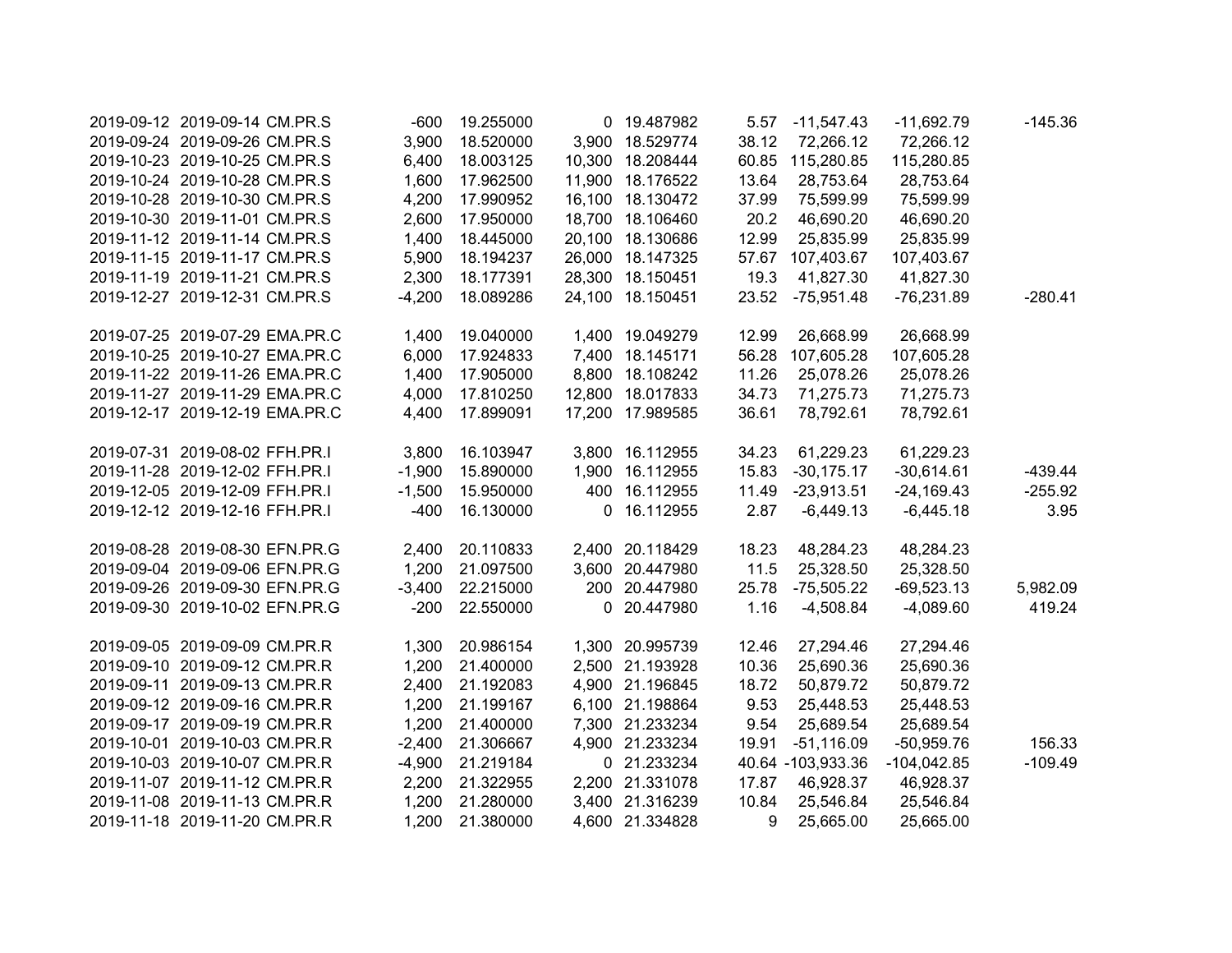| | | | | | | | | | | |
|---|---|---|---|---|---|---|---|---|---|---|
| 2019-09-12 | 2019-09-14 | CM.PR.S | -600 | 19.255000 | 0 | 19.487982 | 5.57 | -11,547.43 | -11,692.79 | -145.36 |
| 2019-09-24 | 2019-09-26 | CM.PR.S | 3,900 | 18.520000 | 3,900 | 18.529774 | 38.12 | 72,266.12 | 72,266.12 | |
| 2019-10-23 | 2019-10-25 | CM.PR.S | 6,400 | 18.003125 | 10,300 | 18.208444 | 60.85 | 115,280.85 | 115,280.85 | |
| 2019-10-24 | 2019-10-28 | CM.PR.S | 1,600 | 17.962500 | 11,900 | 18.176522 | 13.64 | 28,753.64 | 28,753.64 | |
| 2019-10-28 | 2019-10-30 | CM.PR.S | 4,200 | 17.990952 | 16,100 | 18.130472 | 37.99 | 75,599.99 | 75,599.99 | |
| 2019-10-30 | 2019-11-01 | CM.PR.S | 2,600 | 17.950000 | 18,700 | 18.106460 | 20.2 | 46,690.20 | 46,690.20 | |
| 2019-11-12 | 2019-11-14 | CM.PR.S | 1,400 | 18.445000 | 20,100 | 18.130686 | 12.99 | 25,835.99 | 25,835.99 | |
| 2019-11-15 | 2019-11-17 | CM.PR.S | 5,900 | 18.194237 | 26,000 | 18.147325 | 57.67 | 107,403.67 | 107,403.67 | |
| 2019-11-19 | 2019-11-21 | CM.PR.S | 2,300 | 18.177391 | 28,300 | 18.150451 | 19.3 | 41,827.30 | 41,827.30 | |
| 2019-12-27 | 2019-12-31 | CM.PR.S | -4,200 | 18.089286 | 24,100 | 18.150451 | 23.52 | -75,951.48 | -76,231.89 | -280.41 |
| | | | | | | | | | | |
| 2019-07-25 | 2019-07-29 | EMA.PR.C | 1,400 | 19.040000 | 1,400 | 19.049279 | 12.99 | 26,668.99 | 26,668.99 | |
| 2019-10-25 | 2019-10-27 | EMA.PR.C | 6,000 | 17.924833 | 7,400 | 18.145171 | 56.28 | 107,605.28 | 107,605.28 | |
| 2019-11-22 | 2019-11-26 | EMA.PR.C | 1,400 | 17.905000 | 8,800 | 18.108242 | 11.26 | 25,078.26 | 25,078.26 | |
| 2019-11-27 | 2019-11-29 | EMA.PR.C | 4,000 | 17.810250 | 12,800 | 18.017833 | 34.73 | 71,275.73 | 71,275.73 | |
| 2019-12-17 | 2019-12-19 | EMA.PR.C | 4,400 | 17.899091 | 17,200 | 17.989585 | 36.61 | 78,792.61 | 78,792.61 | |
| | | | | | | | | | | |
| 2019-07-31 | 2019-08-02 | FFH.PR.I | 3,800 | 16.103947 | 3,800 | 16.112955 | 34.23 | 61,229.23 | 61,229.23 | |
| 2019-11-28 | 2019-12-02 | FFH.PR.I | -1,900 | 15.890000 | 1,900 | 16.112955 | 15.83 | -30,175.17 | -30,614.61 | -439.44 |
| 2019-12-05 | 2019-12-09 | FFH.PR.I | -1,500 | 15.950000 | 400 | 16.112955 | 11.49 | -23,913.51 | -24,169.43 | -255.92 |
| 2019-12-12 | 2019-12-16 | FFH.PR.I | -400 | 16.130000 | 0 | 16.112955 | 2.87 | -6,449.13 | -6,445.18 | 3.95 |
| | | | | | | | | | | |
| 2019-08-28 | 2019-08-30 | EFN.PR.G | 2,400 | 20.110833 | 2,400 | 20.118429 | 18.23 | 48,284.23 | 48,284.23 | |
| 2019-09-04 | 2019-09-06 | EFN.PR.G | 1,200 | 21.097500 | 3,600 | 20.447980 | 11.5 | 25,328.50 | 25,328.50 | |
| 2019-09-26 | 2019-09-30 | EFN.PR.G | -3,400 | 22.215000 | 200 | 20.447980 | 25.78 | -75,505.22 | -69,523.13 | 5,982.09 |
| 2019-09-30 | 2019-10-02 | EFN.PR.G | -200 | 22.550000 | 0 | 20.447980 | 1.16 | -4,508.84 | -4,089.60 | 419.24 |
| | | | | | | | | | | |
| 2019-09-05 | 2019-09-09 | CM.PR.R | 1,300 | 20.986154 | 1,300 | 20.995739 | 12.46 | 27,294.46 | 27,294.46 | |
| 2019-09-10 | 2019-09-12 | CM.PR.R | 1,200 | 21.400000 | 2,500 | 21.193928 | 10.36 | 25,690.36 | 25,690.36 | |
| 2019-09-11 | 2019-09-13 | CM.PR.R | 2,400 | 21.192083 | 4,900 | 21.196845 | 18.72 | 50,879.72 | 50,879.72 | |
| 2019-09-12 | 2019-09-16 | CM.PR.R | 1,200 | 21.199167 | 6,100 | 21.198864 | 9.53 | 25,448.53 | 25,448.53 | |
| 2019-09-17 | 2019-09-19 | CM.PR.R | 1,200 | 21.400000 | 7,300 | 21.233234 | 9.54 | 25,689.54 | 25,689.54 | |
| 2019-10-01 | 2019-10-03 | CM.PR.R | -2,400 | 21.306667 | 4,900 | 21.233234 | 19.91 | -51,116.09 | -50,959.76 | 156.33 |
| 2019-10-03 | 2019-10-07 | CM.PR.R | -4,900 | 21.219184 | 0 | 21.233234 | 40.64 | -103,933.36 | -104,042.85 | -109.49 |
| 2019-11-07 | 2019-11-12 | CM.PR.R | 2,200 | 21.322955 | 2,200 | 21.331078 | 17.87 | 46,928.37 | 46,928.37 | |
| 2019-11-08 | 2019-11-13 | CM.PR.R | 1,200 | 21.280000 | 3,400 | 21.316239 | 10.84 | 25,546.84 | 25,546.84 | |
| 2019-11-18 | 2019-11-20 | CM.PR.R | 1,200 | 21.380000 | 4,600 | 21.334828 | 9 | 25,665.00 | 25,665.00 | |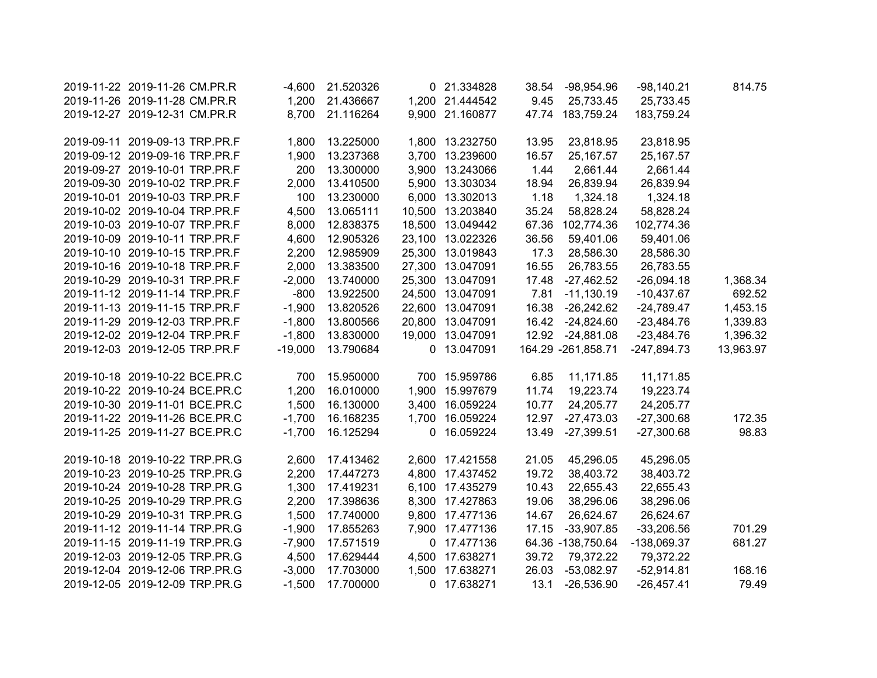| | | | | | | | | | | |
|---|---|---|---|---|---|---|---|---|---|---|
| 2019-11-22 | 2019-11-26 | CM.PR.R | -4,600 | 21.520326 | 0 | 21.334828 | 38.54 | -98,954.96 | -98,140.21 | 814.75 |
| 2019-11-26 | 2019-11-28 | CM.PR.R | 1,200 | 21.436667 | 1,200 | 21.444542 | 9.45 | 25,733.45 | 25,733.45 | |
| 2019-12-27 | 2019-12-31 | CM.PR.R | 8,700 | 21.116264 | 9,900 | 21.160877 | 47.74 | 183,759.24 | 183,759.24 | |
| | | | | | | | | | | |
| 2019-09-11 | 2019-09-13 | TRP.PR.F | 1,800 | 13.225000 | 1,800 | 13.232750 | 13.95 | 23,818.95 | 23,818.95 | |
| 2019-09-12 | 2019-09-16 | TRP.PR.F | 1,900 | 13.237368 | 3,700 | 13.239600 | 16.57 | 25,167.57 | 25,167.57 | |
| 2019-09-27 | 2019-10-01 | TRP.PR.F | 200 | 13.300000 | 3,900 | 13.243066 | 1.44 | 2,661.44 | 2,661.44 | |
| 2019-09-30 | 2019-10-02 | TRP.PR.F | 2,000 | 13.410500 | 5,900 | 13.303034 | 18.94 | 26,839.94 | 26,839.94 | |
| 2019-10-01 | 2019-10-03 | TRP.PR.F | 100 | 13.230000 | 6,000 | 13.302013 | 1.18 | 1,324.18 | 1,324.18 | |
| 2019-10-02 | 2019-10-04 | TRP.PR.F | 4,500 | 13.065111 | 10,500 | 13.203840 | 35.24 | 58,828.24 | 58,828.24 | |
| 2019-10-03 | 2019-10-07 | TRP.PR.F | 8,000 | 12.838375 | 18,500 | 13.049442 | 67.36 | 102,774.36 | 102,774.36 | |
| 2019-10-09 | 2019-10-11 | TRP.PR.F | 4,600 | 12.905326 | 23,100 | 13.022326 | 36.56 | 59,401.06 | 59,401.06 | |
| 2019-10-10 | 2019-10-15 | TRP.PR.F | 2,200 | 12.985909 | 25,300 | 13.019843 | 17.3 | 28,586.30 | 28,586.30 | |
| 2019-10-16 | 2019-10-18 | TRP.PR.F | 2,000 | 13.383500 | 27,300 | 13.047091 | 16.55 | 26,783.55 | 26,783.55 | |
| 2019-10-29 | 2019-10-31 | TRP.PR.F | -2,000 | 13.740000 | 25,300 | 13.047091 | 17.48 | -27,462.52 | -26,094.18 | 1,368.34 |
| 2019-11-12 | 2019-11-14 | TRP.PR.F | -800 | 13.922500 | 24,500 | 13.047091 | 7.81 | -11,130.19 | -10,437.67 | 692.52 |
| 2019-11-13 | 2019-11-15 | TRP.PR.F | -1,900 | 13.820526 | 22,600 | 13.047091 | 16.38 | -26,242.62 | -24,789.47 | 1,453.15 |
| 2019-11-29 | 2019-12-03 | TRP.PR.F | -1,800 | 13.800566 | 20,800 | 13.047091 | 16.42 | -24,824.60 | -23,484.76 | 1,339.83 |
| 2019-12-02 | 2019-12-04 | TRP.PR.F | -1,800 | 13.830000 | 19,000 | 13.047091 | 12.92 | -24,881.08 | -23,484.76 | 1,396.32 |
| 2019-12-03 | 2019-12-05 | TRP.PR.F | -19,000 | 13.790684 | 0 | 13.047091 | 164.29 | -261,858.71 | -247,894.73 | 13,963.97 |
| | | | | | | | | | | |
| 2019-10-18 | 2019-10-22 | BCE.PR.C | 700 | 15.950000 | 700 | 15.959786 | 6.85 | 11,171.85 | 11,171.85 | |
| 2019-10-22 | 2019-10-24 | BCE.PR.C | 1,200 | 16.010000 | 1,900 | 15.997679 | 11.74 | 19,223.74 | 19,223.74 | |
| 2019-10-30 | 2019-11-01 | BCE.PR.C | 1,500 | 16.130000 | 3,400 | 16.059224 | 10.77 | 24,205.77 | 24,205.77 | |
| 2019-11-22 | 2019-11-26 | BCE.PR.C | -1,700 | 16.168235 | 1,700 | 16.059224 | 12.97 | -27,473.03 | -27,300.68 | 172.35 |
| 2019-11-25 | 2019-11-27 | BCE.PR.C | -1,700 | 16.125294 | 0 | 16.059224 | 13.49 | -27,399.51 | -27,300.68 | 98.83 |
| | | | | | | | | | | |
| 2019-10-18 | 2019-10-22 | TRP.PR.G | 2,600 | 17.413462 | 2,600 | 17.421558 | 21.05 | 45,296.05 | 45,296.05 | |
| 2019-10-23 | 2019-10-25 | TRP.PR.G | 2,200 | 17.447273 | 4,800 | 17.437452 | 19.72 | 38,403.72 | 38,403.72 | |
| 2019-10-24 | 2019-10-28 | TRP.PR.G | 1,300 | 17.419231 | 6,100 | 17.435279 | 10.43 | 22,655.43 | 22,655.43 | |
| 2019-10-25 | 2019-10-29 | TRP.PR.G | 2,200 | 17.398636 | 8,300 | 17.427863 | 19.06 | 38,296.06 | 38,296.06 | |
| 2019-10-29 | 2019-10-31 | TRP.PR.G | 1,500 | 17.740000 | 9,800 | 17.477136 | 14.67 | 26,624.67 | 26,624.67 | |
| 2019-11-12 | 2019-11-14 | TRP.PR.G | -1,900 | 17.855263 | 7,900 | 17.477136 | 17.15 | -33,907.85 | -33,206.56 | 701.29 |
| 2019-11-15 | 2019-11-19 | TRP.PR.G | -7,900 | 17.571519 | 0 | 17.477136 | 64.36 | -138,750.64 | -138,069.37 | 681.27 |
| 2019-12-03 | 2019-12-05 | TRP.PR.G | 4,500 | 17.629444 | 4,500 | 17.638271 | 39.72 | 79,372.22 | 79,372.22 | |
| 2019-12-04 | 2019-12-06 | TRP.PR.G | -3,000 | 17.703000 | 1,500 | 17.638271 | 26.03 | -53,082.97 | -52,914.81 | 168.16 |
| 2019-12-05 | 2019-12-09 | TRP.PR.G | -1,500 | 17.700000 | 0 | 17.638271 | 13.1 | -26,536.90 | -26,457.41 | 79.49 |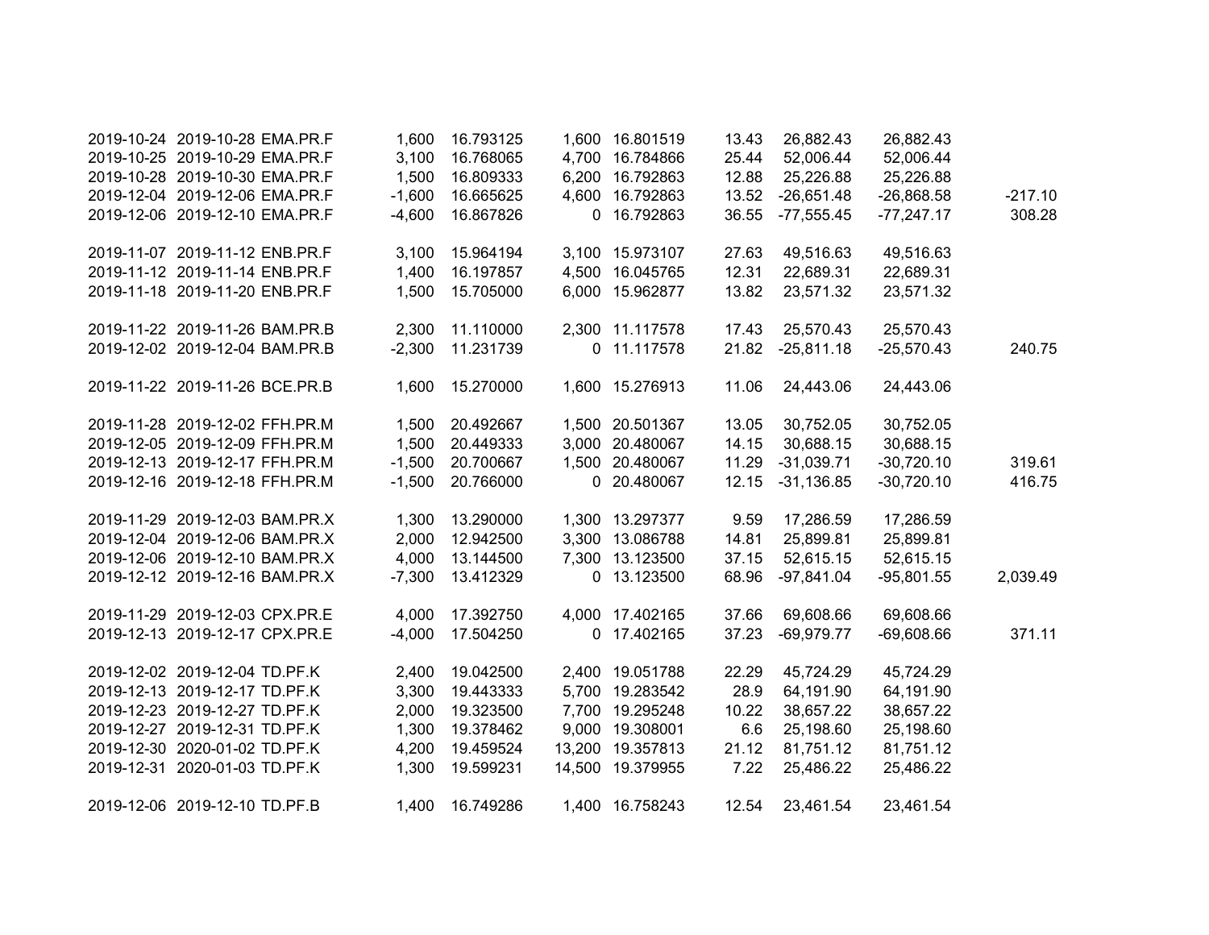| | | | | | | | | | | |
|---|---|---|---|---|---|---|---|---|---|---|
| 2019-10-24 | 2019-10-28 | EMA.PR.F | 1,600 | 16.793125 | 1,600 | 16.801519 | 13.43 | 26,882.43 | 26,882.43 | |
| 2019-10-25 | 2019-10-29 | EMA.PR.F | 3,100 | 16.768065 | 4,700 | 16.784866 | 25.44 | 52,006.44 | 52,006.44 | |
| 2019-10-28 | 2019-10-30 | EMA.PR.F | 1,500 | 16.809333 | 6,200 | 16.792863 | 12.88 | 25,226.88 | 25,226.88 | |
| 2019-12-04 | 2019-12-06 | EMA.PR.F | -1,600 | 16.665625 | 4,600 | 16.792863 | 13.52 | -26,651.48 | -26,868.58 | -217.10 |
| 2019-12-06 | 2019-12-10 | EMA.PR.F | -4,600 | 16.867826 | 0 | 16.792863 | 36.55 | -77,555.45 | -77,247.17 | 308.28 |
| | | | | | | | | | | |
| 2019-11-07 | 2019-11-12 | ENB.PR.F | 3,100 | 15.964194 | 3,100 | 15.973107 | 27.63 | 49,516.63 | 49,516.63 | |
| 2019-11-12 | 2019-11-14 | ENB.PR.F | 1,400 | 16.197857 | 4,500 | 16.045765 | 12.31 | 22,689.31 | 22,689.31 | |
| 2019-11-18 | 2019-11-20 | ENB.PR.F | 1,500 | 15.705000 | 6,000 | 15.962877 | 13.82 | 23,571.32 | 23,571.32 | |
| | | | | | | | | | | |
| 2019-11-22 | 2019-11-26 | BAM.PR.B | 2,300 | 11.110000 | 2,300 | 11.117578 | 17.43 | 25,570.43 | 25,570.43 | |
| 2019-12-02 | 2019-12-04 | BAM.PR.B | -2,300 | 11.231739 | 0 | 11.117578 | 21.82 | -25,811.18 | -25,570.43 | 240.75 |
| | | | | | | | | | | |
| 2019-11-22 | 2019-11-26 | BCE.PR.B | 1,600 | 15.270000 | 1,600 | 15.276913 | 11.06 | 24,443.06 | 24,443.06 | |
| | | | | | | | | | | |
| 2019-11-28 | 2019-12-02 | FFH.PR.M | 1,500 | 20.492667 | 1,500 | 20.501367 | 13.05 | 30,752.05 | 30,752.05 | |
| 2019-12-05 | 2019-12-09 | FFH.PR.M | 1,500 | 20.449333 | 3,000 | 20.480067 | 14.15 | 30,688.15 | 30,688.15 | |
| 2019-12-13 | 2019-12-17 | FFH.PR.M | -1,500 | 20.700667 | 1,500 | 20.480067 | 11.29 | -31,039.71 | -30,720.10 | 319.61 |
| 2019-12-16 | 2019-12-18 | FFH.PR.M | -1,500 | 20.766000 | 0 | 20.480067 | 12.15 | -31,136.85 | -30,720.10 | 416.75 |
| | | | | | | | | | | |
| 2019-11-29 | 2019-12-03 | BAM.PR.X | 1,300 | 13.290000 | 1,300 | 13.297377 | 9.59 | 17,286.59 | 17,286.59 | |
| 2019-12-04 | 2019-12-06 | BAM.PR.X | 2,000 | 12.942500 | 3,300 | 13.086788 | 14.81 | 25,899.81 | 25,899.81 | |
| 2019-12-06 | 2019-12-10 | BAM.PR.X | 4,000 | 13.144500 | 7,300 | 13.123500 | 37.15 | 52,615.15 | 52,615.15 | |
| 2019-12-12 | 2019-12-16 | BAM.PR.X | -7,300 | 13.412329 | 0 | 13.123500 | 68.96 | -97,841.04 | -95,801.55 | 2,039.49 |
| | | | | | | | | | | |
| 2019-11-29 | 2019-12-03 | CPX.PR.E | 4,000 | 17.392750 | 4,000 | 17.402165 | 37.66 | 69,608.66 | 69,608.66 | |
| 2019-12-13 | 2019-12-17 | CPX.PR.E | -4,000 | 17.504250 | 0 | 17.402165 | 37.23 | -69,979.77 | -69,608.66 | 371.11 |
| | | | | | | | | | | |
| 2019-12-02 | 2019-12-04 | TD.PF.K | 2,400 | 19.042500 | 2,400 | 19.051788 | 22.29 | 45,724.29 | 45,724.29 | |
| 2019-12-13 | 2019-12-17 | TD.PF.K | 3,300 | 19.443333 | 5,700 | 19.283542 | 28.9 | 64,191.90 | 64,191.90 | |
| 2019-12-23 | 2019-12-27 | TD.PF.K | 2,000 | 19.323500 | 7,700 | 19.295248 | 10.22 | 38,657.22 | 38,657.22 | |
| 2019-12-27 | 2019-12-31 | TD.PF.K | 1,300 | 19.378462 | 9,000 | 19.308001 | 6.6 | 25,198.60 | 25,198.60 | |
| 2019-12-30 | 2020-01-02 | TD.PF.K | 4,200 | 19.459524 | 13,200 | 19.357813 | 21.12 | 81,751.12 | 81,751.12 | |
| 2019-12-31 | 2020-01-03 | TD.PF.K | 1,300 | 19.599231 | 14,500 | 19.379955 | 7.22 | 25,486.22 | 25,486.22 | |
| | | | | | | | | | | |
| 2019-12-06 | 2019-12-10 | TD.PF.B | 1,400 | 16.749286 | 1,400 | 16.758243 | 12.54 | 23,461.54 | 23,461.54 | |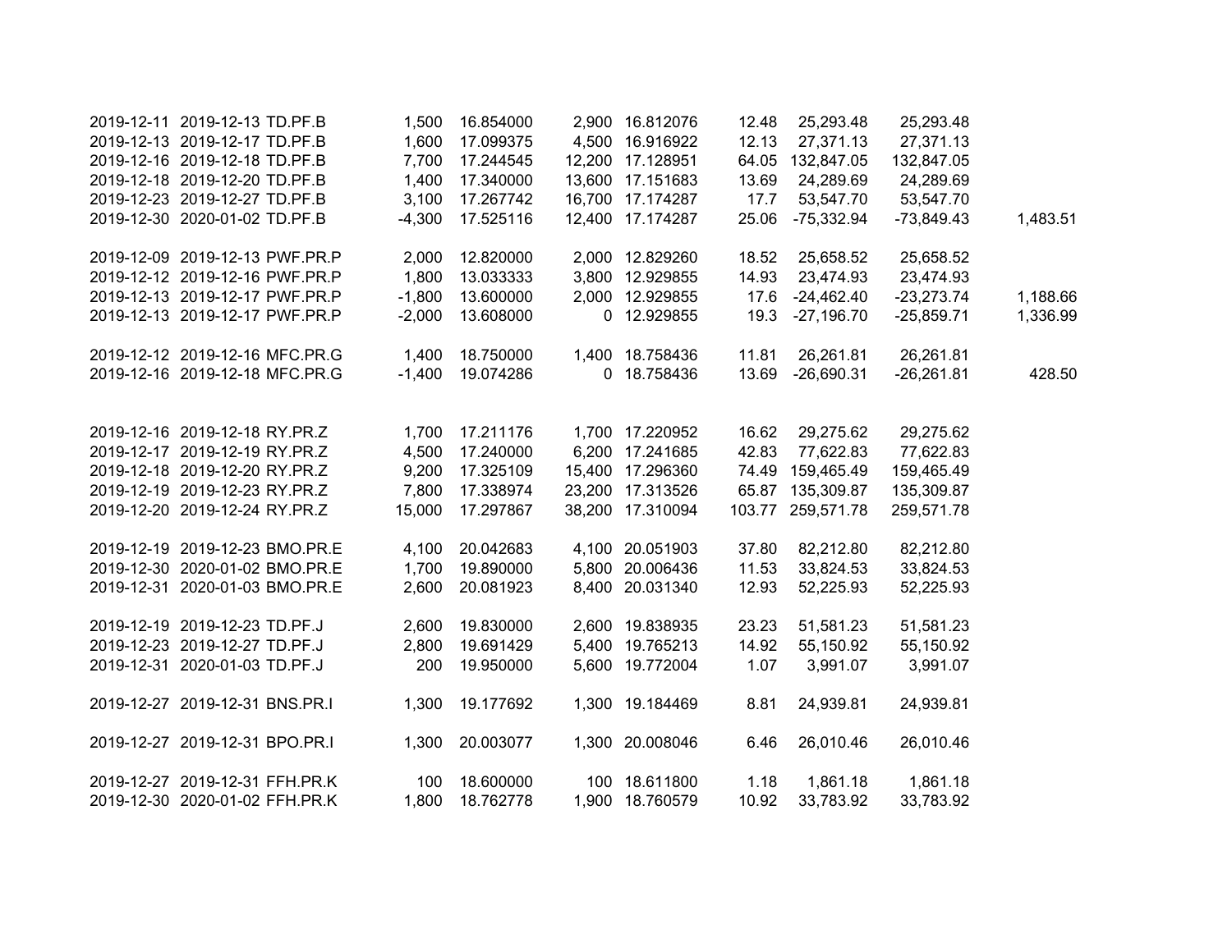| | | | | | | | | | | |
|---|---|---|---|---|---|---|---|---|---|---|
| 2019-12-11 | 2019-12-13 | TD.PF.B | 1,500 | 16.854000 | 2,900 | 16.812076 | 12.48 | 25,293.48 | 25,293.48 | |
| 2019-12-13 | 2019-12-17 | TD.PF.B | 1,600 | 17.099375 | 4,500 | 16.916922 | 12.13 | 27,371.13 | 27,371.13 | |
| 2019-12-16 | 2019-12-18 | TD.PF.B | 7,700 | 17.244545 | 12,200 | 17.128951 | 64.05 | 132,847.05 | 132,847.05 | |
| 2019-12-18 | 2019-12-20 | TD.PF.B | 1,400 | 17.340000 | 13,600 | 17.151683 | 13.69 | 24,289.69 | 24,289.69 | |
| 2019-12-23 | 2019-12-27 | TD.PF.B | 3,100 | 17.267742 | 16,700 | 17.174287 | 17.7 | 53,547.70 | 53,547.70 | |
| 2019-12-30 | 2020-01-02 | TD.PF.B | -4,300 | 17.525116 | 12,400 | 17.174287 | 25.06 | -75,332.94 | -73,849.43 | 1,483.51 |
| | | | | | | | | | | |
| 2019-12-09 | 2019-12-13 | PWF.PR.P | 2,000 | 12.820000 | 2,000 | 12.829260 | 18.52 | 25,658.52 | 25,658.52 | |
| 2019-12-12 | 2019-12-16 | PWF.PR.P | 1,800 | 13.033333 | 3,800 | 12.929855 | 14.93 | 23,474.93 | 23,474.93 | |
| 2019-12-13 | 2019-12-17 | PWF.PR.P | -1,800 | 13.600000 | 2,000 | 12.929855 | 17.6 | -24,462.40 | -23,273.74 | 1,188.66 |
| 2019-12-13 | 2019-12-17 | PWF.PR.P | -2,000 | 13.608000 | 0 | 12.929855 | 19.3 | -27,196.70 | -25,859.71 | 1,336.99 |
| | | | | | | | | | | |
| 2019-12-12 | 2019-12-16 | MFC.PR.G | 1,400 | 18.750000 | 1,400 | 18.758436 | 11.81 | 26,261.81 | 26,261.81 | |
| 2019-12-16 | 2019-12-18 | MFC.PR.G | -1,400 | 19.074286 | 0 | 18.758436 | 13.69 | -26,690.31 | -26,261.81 | 428.50 |
| | | | | | | | | | | |
| 2019-12-16 | 2019-12-18 | RY.PR.Z | 1,700 | 17.211176 | 1,700 | 17.220952 | 16.62 | 29,275.62 | 29,275.62 | |
| 2019-12-17 | 2019-12-19 | RY.PR.Z | 4,500 | 17.240000 | 6,200 | 17.241685 | 42.83 | 77,622.83 | 77,622.83 | |
| 2019-12-18 | 2019-12-20 | RY.PR.Z | 9,200 | 17.325109 | 15,400 | 17.296360 | 74.49 | 159,465.49 | 159,465.49 | |
| 2019-12-19 | 2019-12-23 | RY.PR.Z | 7,800 | 17.338974 | 23,200 | 17.313526 | 65.87 | 135,309.87 | 135,309.87 | |
| 2019-12-20 | 2019-12-24 | RY.PR.Z | 15,000 | 17.297867 | 38,200 | 17.310094 | 103.77 | 259,571.78 | 259,571.78 | |
| | | | | | | | | | | |
| 2019-12-19 | 2019-12-23 | BMO.PR.E | 4,100 | 20.042683 | 4,100 | 20.051903 | 37.80 | 82,212.80 | 82,212.80 | |
| 2019-12-30 | 2020-01-02 | BMO.PR.E | 1,700 | 19.890000 | 5,800 | 20.006436 | 11.53 | 33,824.53 | 33,824.53 | |
| 2019-12-31 | 2020-01-03 | BMO.PR.E | 2,600 | 20.081923 | 8,400 | 20.031340 | 12.93 | 52,225.93 | 52,225.93 | |
| | | | | | | | | | | |
| 2019-12-19 | 2019-12-23 | TD.PF.J | 2,600 | 19.830000 | 2,600 | 19.838935 | 23.23 | 51,581.23 | 51,581.23 | |
| 2019-12-23 | 2019-12-27 | TD.PF.J | 2,800 | 19.691429 | 5,400 | 19.765213 | 14.92 | 55,150.92 | 55,150.92 | |
| 2019-12-31 | 2020-01-03 | TD.PF.J | 200 | 19.950000 | 5,600 | 19.772004 | 1.07 | 3,991.07 | 3,991.07 | |
| | | | | | | | | | | |
| 2019-12-27 | 2019-12-31 | BNS.PR.I | 1,300 | 19.177692 | 1,300 | 19.184469 | 8.81 | 24,939.81 | 24,939.81 | |
| | | | | | | | | | | |
| 2019-12-27 | 2019-12-31 | BPO.PR.I | 1,300 | 20.003077 | 1,300 | 20.008046 | 6.46 | 26,010.46 | 26,010.46 | |
| | | | | | | | | | | |
| 2019-12-27 | 2019-12-31 | FFH.PR.K | 100 | 18.600000 | 100 | 18.611800 | 1.18 | 1,861.18 | 1,861.18 | |
| 2019-12-30 | 2020-01-02 | FFH.PR.K | 1,800 | 18.762778 | 1,900 | 18.760579 | 10.92 | 33,783.92 | 33,783.92 | |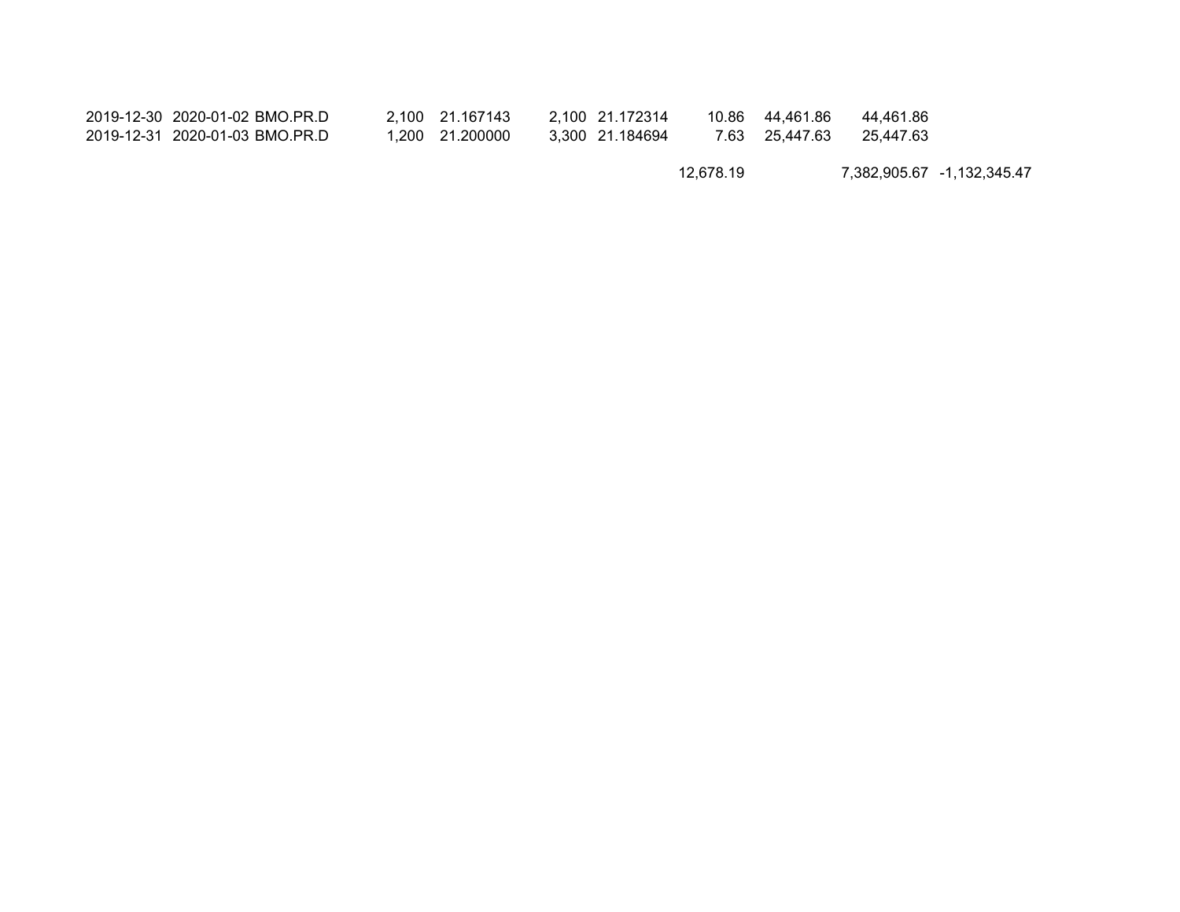| | | | | | | | | | | |
|---|---|---|---|---|---|---|---|---|---|---|
| 2019-12-30 | 2020-01-02 | BMO.PR.D | 2,100 | 21.167143 | 2,100 | 21.172314 | 10.86 | 44,461.86 | 44,461.86 | |
| 2019-12-31 | 2020-01-03 | BMO.PR.D | 1,200 | 21.200000 | 3,300 | 21.184694 | 7.63 | 25,447.63 | 25,447.63 | |
| | | | | | | | 12,678.19 | | 7,382,905.67 | -1,132,345.47 |